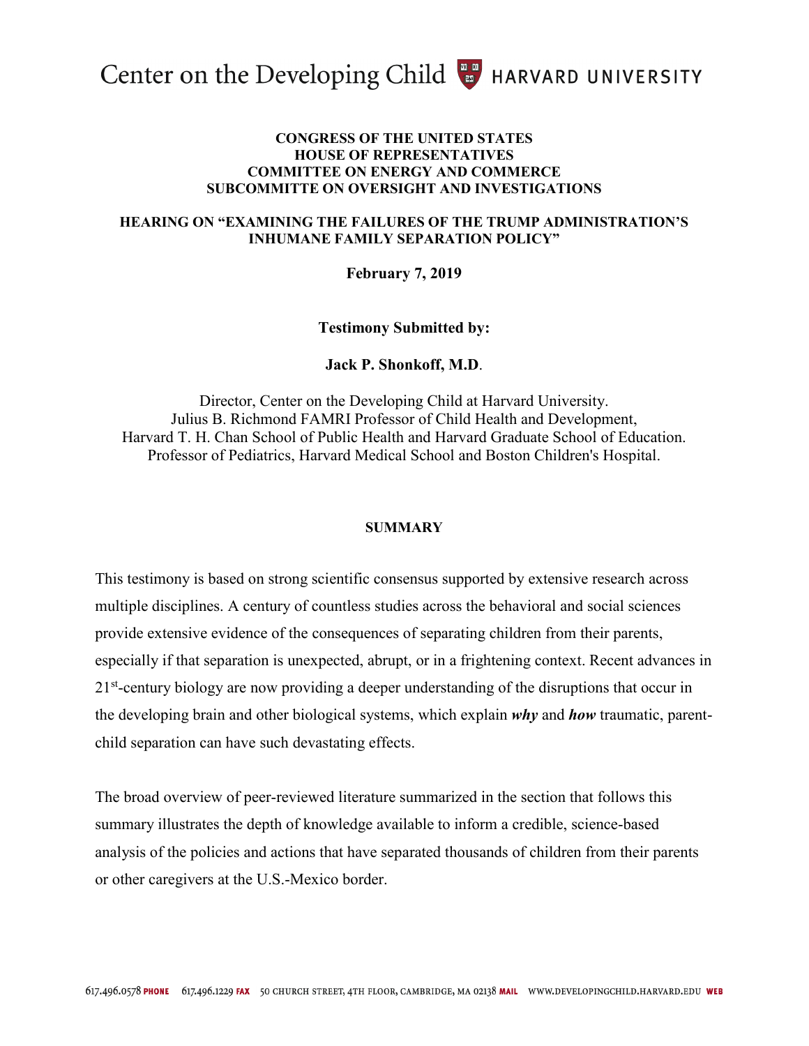Center on the Developing Child HARVARD UNIVERSITY

**CONGRESS OF THE UNITED STATES**
**HOUSE OF REPRESENTATIVES**
**COMMITTEE ON ENERGY AND COMMERCE**
**SUBCOMMITTE ON OVERSIGHT AND INVESTIGATIONS**

**HEARING ON "EXAMINING THE FAILURES OF THE TRUMP ADMINISTRATION'S INHUMANE FAMILY SEPARATION POLICY"**

**February 7, 2019**

**Testimony Submitted by:**

**Jack P. Shonkoff, M.D**.

Director, Center on the Developing Child at Harvard University.
Julius B. Richmond FAMRI Professor of Child Health and Development,
Harvard T. H. Chan School of Public Health and Harvard Graduate School of Education.
Professor of Pediatrics, Harvard Medical School and Boston Children's Hospital.

## SUMMARY

This testimony is based on strong scientific consensus supported by extensive research across multiple disciplines. A century of countless studies across the behavioral and social sciences provide extensive evidence of the consequences of separating children from their parents, especially if that separation is unexpected, abrupt, or in a frightening context. Recent advances in 21st-century biology are now providing a deeper understanding of the disruptions that occur in the developing brain and other biological systems, which explain ***why*** and ***how*** traumatic, parent-child separation can have such devastating effects.

The broad overview of peer-reviewed literature summarized in the section that follows this summary illustrates the depth of knowledge available to inform a credible, science-based analysis of the policies and actions that have separated thousands of children from their parents or other caregivers at the U.S.-Mexico border.

617.496.0578 PHONE 617.496.1229 FAX 50 CHURCH STREET, 4TH FLOOR, CAMBRIDGE, MA 02138 MAIL WWW.DEVELOPINGCHILD.HARVARD.EDU WEB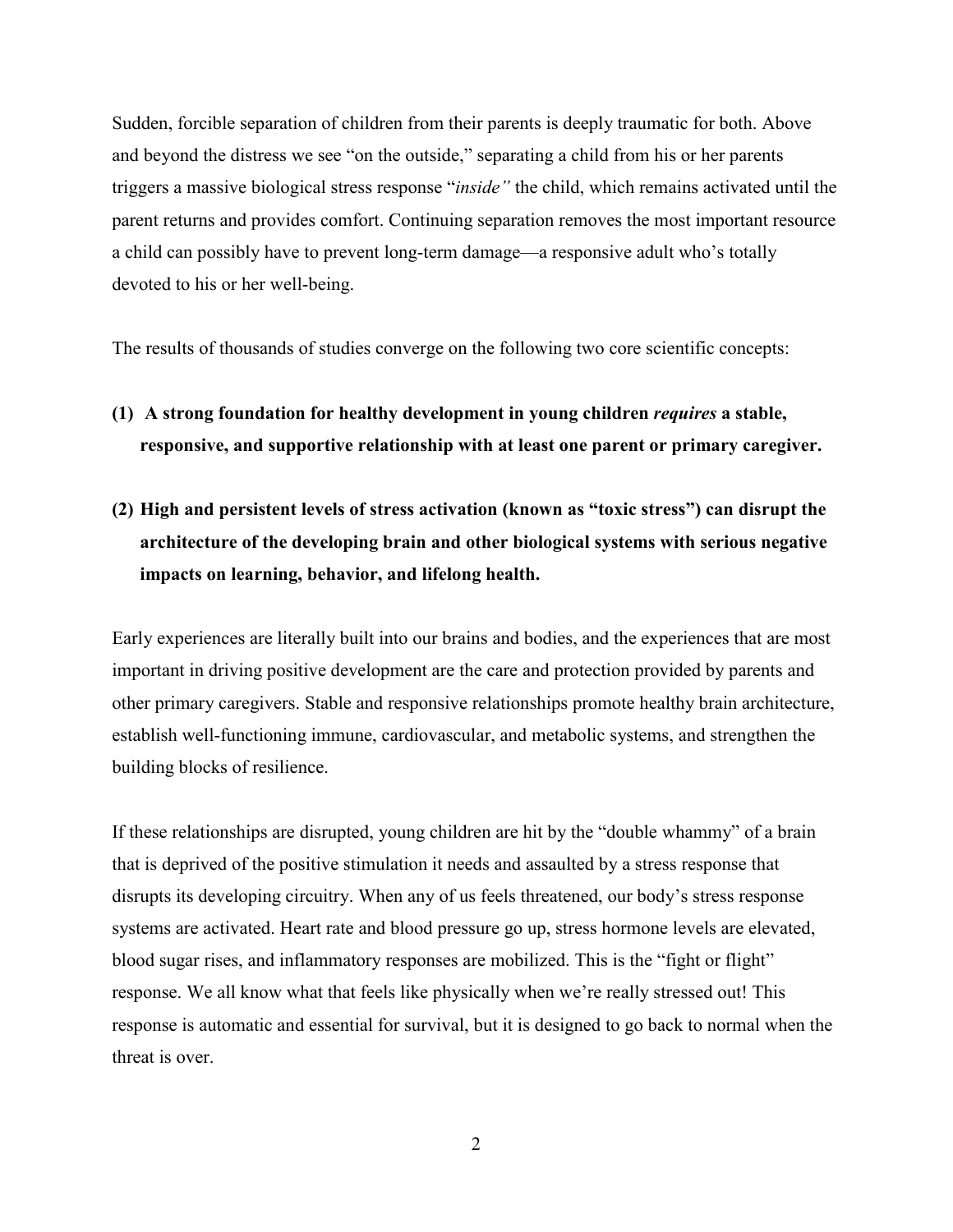Sudden, forcible separation of children from their parents is deeply traumatic for both. Above and beyond the distress we see "on the outside," separating a child from his or her parents triggers a massive biological stress response "*inside"* the child, which remains activated until the parent returns and provides comfort. Continuing separation removes the most important resource a child can possibly have to prevent long-term damage—a responsive adult who's totally devoted to his or her well-being.

The results of thousands of studies converge on the following two core scientific concepts:

1. **A strong foundation for healthy development in young children *requires* a stable, responsive, and supportive relationship with at least one parent or primary caregiver.**

2. **High and persistent levels of stress activation (known as "toxic stress") can disrupt the architecture of the developing brain and other biological systems with serious negative impacts on learning, behavior, and lifelong health.**

Early experiences are literally built into our brains and bodies, and the experiences that are most important in driving positive development are the care and protection provided by parents and other primary caregivers. Stable and responsive relationships promote healthy brain architecture, establish well-functioning immune, cardiovascular, and metabolic systems, and strengthen the building blocks of resilience.

If these relationships are disrupted, young children are hit by the "double whammy" of a brain that is deprived of the positive stimulation it needs and assaulted by a stress response that disrupts its developing circuitry. When any of us feels threatened, our body's stress response systems are activated. Heart rate and blood pressure go up, stress hormone levels are elevated, blood sugar rises, and inflammatory responses are mobilized. This is the "fight or flight" response. We all know what that feels like physically when we're really stressed out! This response is automatic and essential for survival, but it is designed to go back to normal when the threat is over.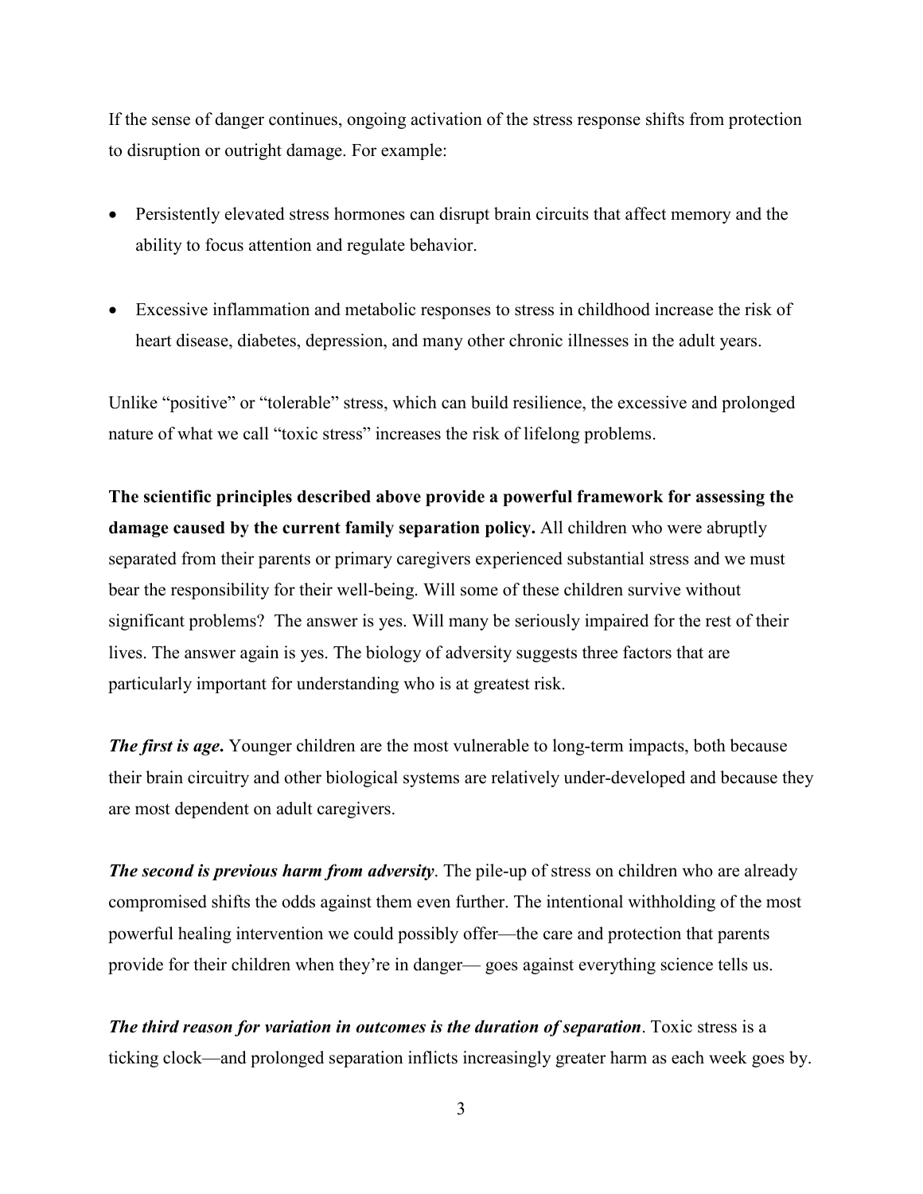If the sense of danger continues, ongoing activation of the stress response shifts from protection to disruption or outright damage. For example:

- Persistently elevated stress hormones can disrupt brain circuits that affect memory and the ability to focus attention and regulate behavior.
- Excessive inflammation and metabolic responses to stress in childhood increase the risk of heart disease, diabetes, depression, and many other chronic illnesses in the adult years.

Unlike "positive" or "tolerable" stress, which can build resilience, the excessive and prolonged nature of what we call "toxic stress" increases the risk of lifelong problems.

**The scientific principles described above provide a powerful framework for assessing the damage caused by the current family separation policy.** All children who were abruptly separated from their parents or primary caregivers experienced substantial stress and we must bear the responsibility for their well-being. Will some of these children survive without significant problems? The answer is yes. Will many be seriously impaired for the rest of their lives. The answer again is yes. The biology of adversity suggests three factors that are particularly important for understanding who is at greatest risk.

***The first is age*.** Younger children are the most vulnerable to long-term impacts, both because their brain circuitry and other biological systems are relatively under-developed and because they are most dependent on adult caregivers.

***The second is previous harm from adversity***. The pile-up of stress on children who are already compromised shifts the odds against them even further. The intentional withholding of the most powerful healing intervention we could possibly offer—the care and protection that parents provide for their children when they're in danger— goes against everything science tells us.

***The third reason for variation in outcomes is the duration of separation***. Toxic stress is a ticking clock—and prolonged separation inflicts increasingly greater harm as each week goes by.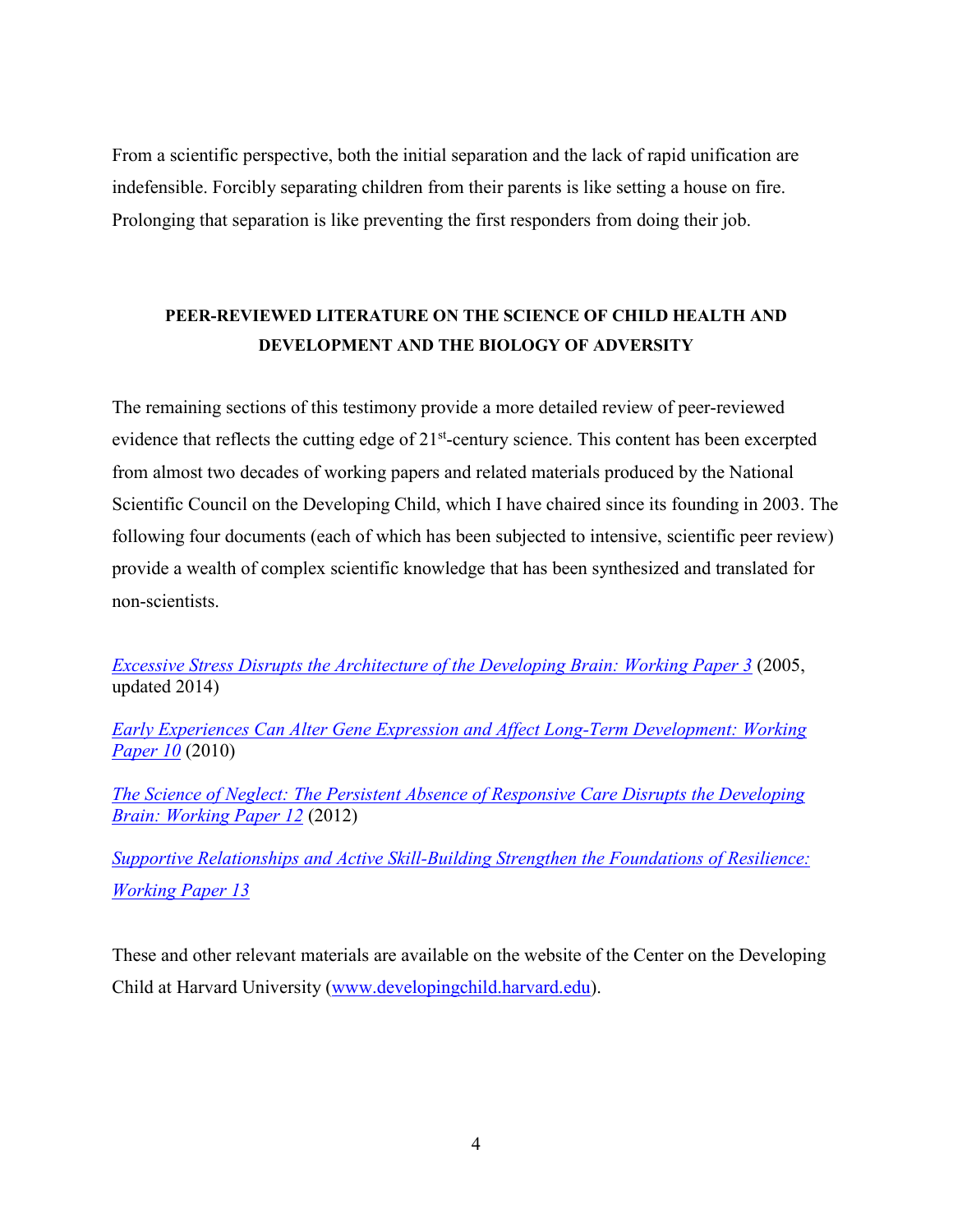From a scientific perspective, both the initial separation and the lack of rapid unification are indefensible. Forcibly separating children from their parents is like setting a house on fire. Prolonging that separation is like preventing the first responders from doing their job.

## PEER-REVIEWED LITERATURE ON THE SCIENCE OF CHILD HEALTH AND DEVELOPMENT AND THE BIOLOGY OF ADVERSITY

The remaining sections of this testimony provide a more detailed review of peer-reviewed evidence that reflects the cutting edge of 21st-century science. This content has been excerpted from almost two decades of working papers and related materials produced by the National Scientific Council on the Developing Child, which I have chaired since its founding in 2003. The following four documents (each of which has been subjected to intensive, scientific peer review) provide a wealth of complex scientific knowledge that has been synthesized and translated for non-scientists.

*Excessive Stress Disrupts the Architecture of the Developing Brain: Working Paper 3* (2005, updated 2014)

*Early Experiences Can Alter Gene Expression and Affect Long-Term Development: Working Paper 10* (2010)

*The Science of Neglect: The Persistent Absence of Responsive Care Disrupts the Developing Brain: Working Paper 12* (2012)

*Supportive Relationships and Active Skill-Building Strengthen the Foundations of Resilience: Working Paper 13*

These and other relevant materials are available on the website of the Center on the Developing Child at Harvard University (www.developingchild.harvard.edu).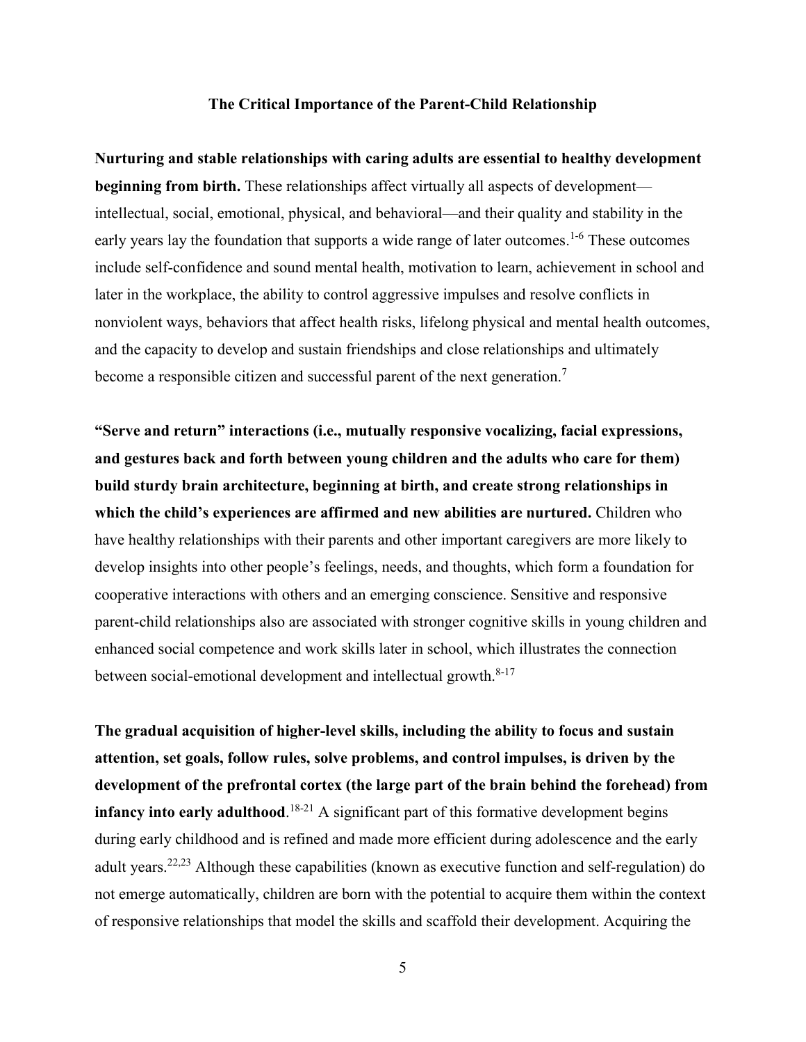## The Critical Importance of the Parent-Child Relationship

**Nurturing and stable relationships with caring adults are essential to healthy development beginning from birth.** These relationships affect virtually all aspects of development—intellectual, social, emotional, physical, and behavioral—and their quality and stability in the early years lay the foundation that supports a wide range of later outcomes.[1-6] These outcomes include self-confidence and sound mental health, motivation to learn, achievement in school and later in the workplace, the ability to control aggressive impulses and resolve conflicts in nonviolent ways, behaviors that affect health risks, lifelong physical and mental health outcomes, and the capacity to develop and sustain friendships and close relationships and ultimately become a responsible citizen and successful parent of the next generation.[7]

**"Serve and return" interactions (i.e., mutually responsive vocalizing, facial expressions, and gestures back and forth between young children and the adults who care for them) build sturdy brain architecture, beginning at birth, and create strong relationships in which the child's experiences are affirmed and new abilities are nurtured.** Children who have healthy relationships with their parents and other important caregivers are more likely to develop insights into other people's feelings, needs, and thoughts, which form a foundation for cooperative interactions with others and an emerging conscience. Sensitive and responsive parent-child relationships also are associated with stronger cognitive skills in young children and enhanced social competence and work skills later in school, which illustrates the connection between social-emotional development and intellectual growth.[8-17]

**The gradual acquisition of higher-level skills, including the ability to focus and sustain attention, set goals, follow rules, solve problems, and control impulses, is driven by the development of the prefrontal cortex (the large part of the brain behind the forehead) from infancy into early adulthood**.[18-21] A significant part of this formative development begins during early childhood and is refined and made more efficient during adolescence and the early adult years.[22,23] Although these capabilities (known as executive function and self-regulation) do not emerge automatically, children are born with the potential to acquire them within the context of responsive relationships that model the skills and scaffold their development. Acquiring the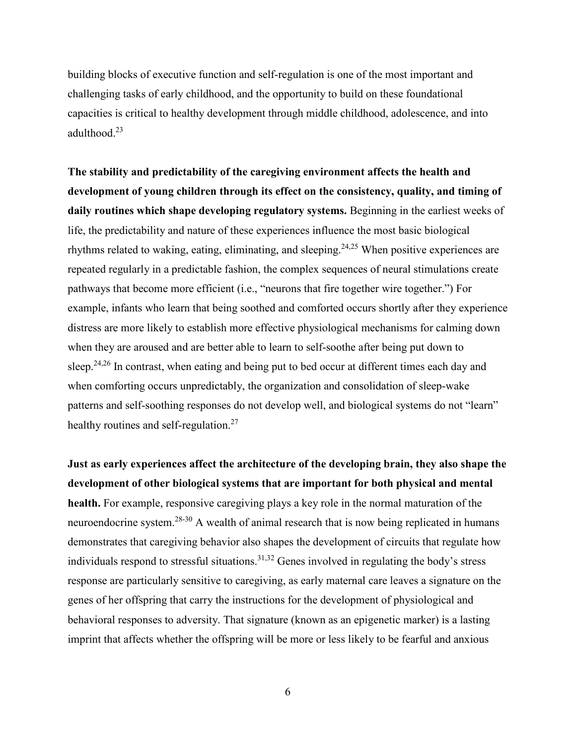building blocks of executive function and self-regulation is one of the most important and challenging tasks of early childhood, and the opportunity to build on these foundational capacities is critical to healthy development through middle childhood, adolescence, and into adulthood.[23]

**The stability and predictability of the caregiving environment affects the health and development of young children through its effect on the consistency, quality, and timing of daily routines which shape developing regulatory systems.** Beginning in the earliest weeks of life, the predictability and nature of these experiences influence the most basic biological rhythms related to waking, eating, eliminating, and sleeping.[24,25] When positive experiences are repeated regularly in a predictable fashion, the complex sequences of neural stimulations create pathways that become more efficient (i.e., "neurons that fire together wire together.") For example, infants who learn that being soothed and comforted occurs shortly after they experience distress are more likely to establish more effective physiological mechanisms for calming down when they are aroused and are better able to learn to self-soothe after being put down to sleep.[24,26] In contrast, when eating and being put to bed occur at different times each day and when comforting occurs unpredictably, the organization and consolidation of sleep-wake patterns and self-soothing responses do not develop well, and biological systems do not "learn" healthy routines and self-regulation.[27]

**Just as early experiences affect the architecture of the developing brain, they also shape the development of other biological systems that are important for both physical and mental health.** For example, responsive caregiving plays a key role in the normal maturation of the neuroendocrine system.[28-30] A wealth of animal research that is now being replicated in humans demonstrates that caregiving behavior also shapes the development of circuits that regulate how individuals respond to stressful situations.[31,32] Genes involved in regulating the body's stress response are particularly sensitive to caregiving, as early maternal care leaves a signature on the genes of her offspring that carry the instructions for the development of physiological and behavioral responses to adversity. That signature (known as an epigenetic marker) is a lasting imprint that affects whether the offspring will be more or less likely to be fearful and anxious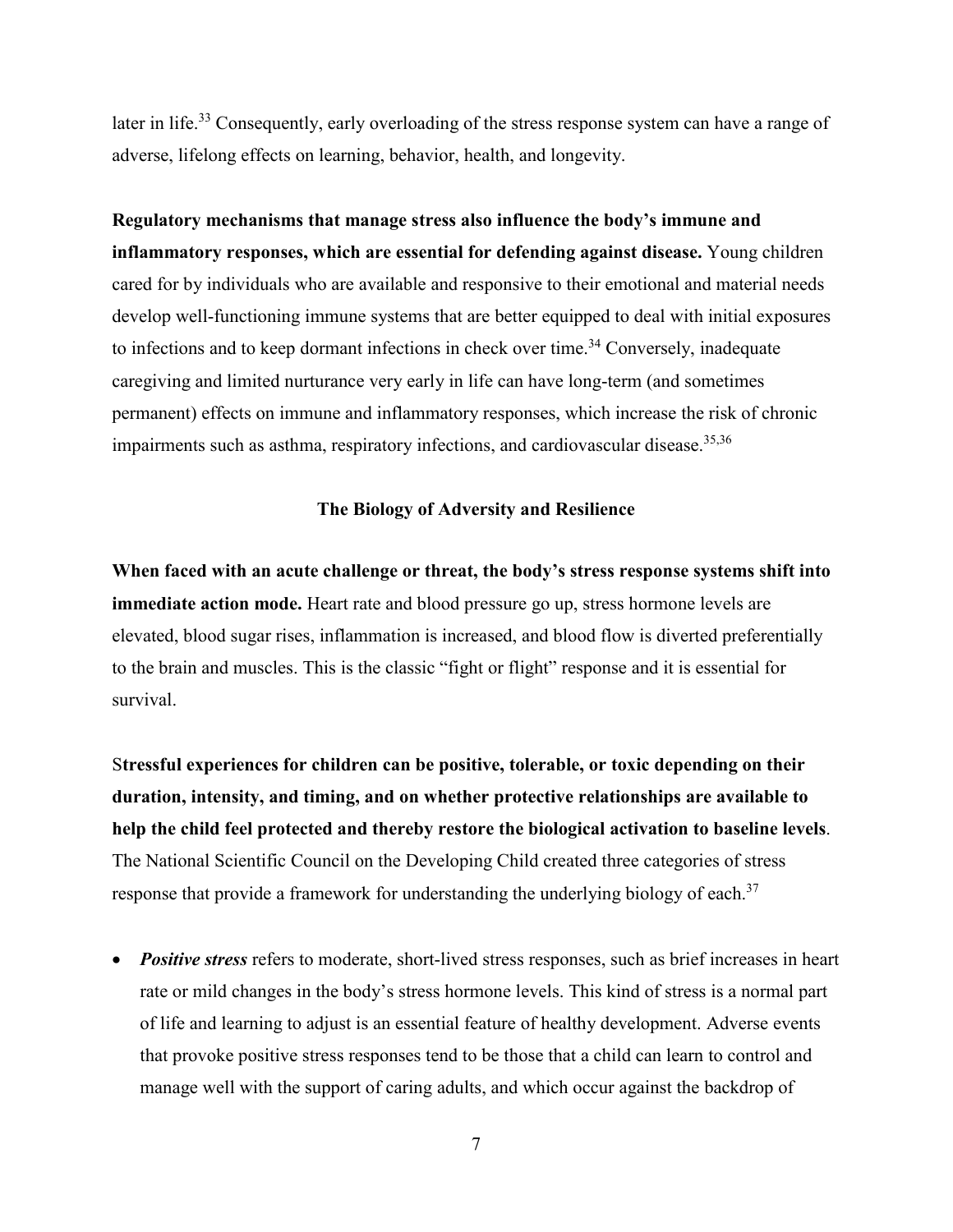later in life.[33] Consequently, early overloading of the stress response system can have a range of adverse, lifelong effects on learning, behavior, health, and longevity.

**Regulatory mechanisms that manage stress also influence the body's immune and inflammatory responses, which are essential for defending against disease.** Young children cared for by individuals who are available and responsive to their emotional and material needs develop well-functioning immune systems that are better equipped to deal with initial exposures to infections and to keep dormant infections in check over time.[34] Conversely, inadequate caregiving and limited nurturance very early in life can have long-term (and sometimes permanent) effects on immune and inflammatory responses, which increase the risk of chronic impairments such as asthma, respiratory infections, and cardiovascular disease.[35,36]

## The Biology of Adversity and Resilience

**When faced with an acute challenge or threat, the body's stress response systems shift into immediate action mode.** Heart rate and blood pressure go up, stress hormone levels are elevated, blood sugar rises, inflammation is increased, and blood flow is diverted preferentially to the brain and muscles. This is the classic "fight or flight" response and it is essential for survival.

**Stressful experiences for children can be positive, tolerable, or toxic depending on their duration, intensity, and timing, and on whether protective relationships are available to help the child feel protected and thereby restore the biological activation to baseline levels**. The National Scientific Council on the Developing Child created three categories of stress response that provide a framework for understanding the underlying biology of each.[37]

- ***Positive stress*** refers to moderate, short-lived stress responses, such as brief increases in heart rate or mild changes in the body's stress hormone levels. This kind of stress is a normal part of life and learning to adjust is an essential feature of healthy development. Adverse events that provoke positive stress responses tend to be those that a child can learn to control and manage well with the support of caring adults, and which occur against the backdrop of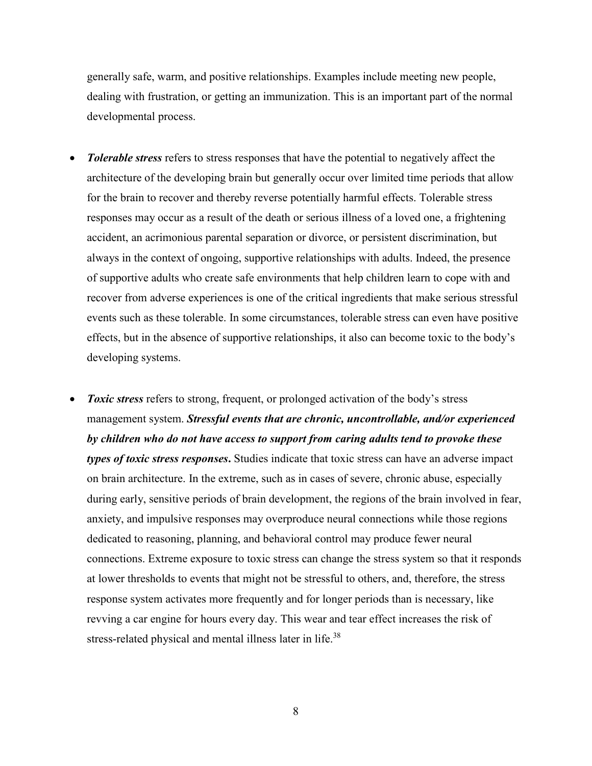generally safe, warm, and positive relationships. Examples include meeting new people, dealing with frustration, or getting an immunization. This is an important part of the normal developmental process.

- ***Tolerable stress*** refers to stress responses that have the potential to negatively affect the architecture of the developing brain but generally occur over limited time periods that allow for the brain to recover and thereby reverse potentially harmful effects. Tolerable stress responses may occur as a result of the death or serious illness of a loved one, a frightening accident, an acrimonious parental separation or divorce, or persistent discrimination, but always in the context of ongoing, supportive relationships with adults. Indeed, the presence of supportive adults who create safe environments that help children learn to cope with and recover from adverse experiences is one of the critical ingredients that make serious stressful events such as these tolerable. In some circumstances, tolerable stress can even have positive effects, but in the absence of supportive relationships, it also can become toxic to the body's developing systems.

- ***Toxic stress*** refers to strong, frequent, or prolonged activation of the body's stress management system. ***Stressful events that are chronic, uncontrollable, and/or experienced by children who do not have access to support from caring adults tend to provoke these types of toxic stress responses*.** Studies indicate that toxic stress can have an adverse impact on brain architecture. In the extreme, such as in cases of severe, chronic abuse, especially during early, sensitive periods of brain development, the regions of the brain involved in fear, anxiety, and impulsive responses may overproduce neural connections while those regions dedicated to reasoning, planning, and behavioral control may produce fewer neural connections. Extreme exposure to toxic stress can change the stress system so that it responds at lower thresholds to events that might not be stressful to others, and, therefore, the stress response system activates more frequently and for longer periods than is necessary, like revving a car engine for hours every day. This wear and tear effect increases the risk of stress-related physical and mental illness later in life.[38]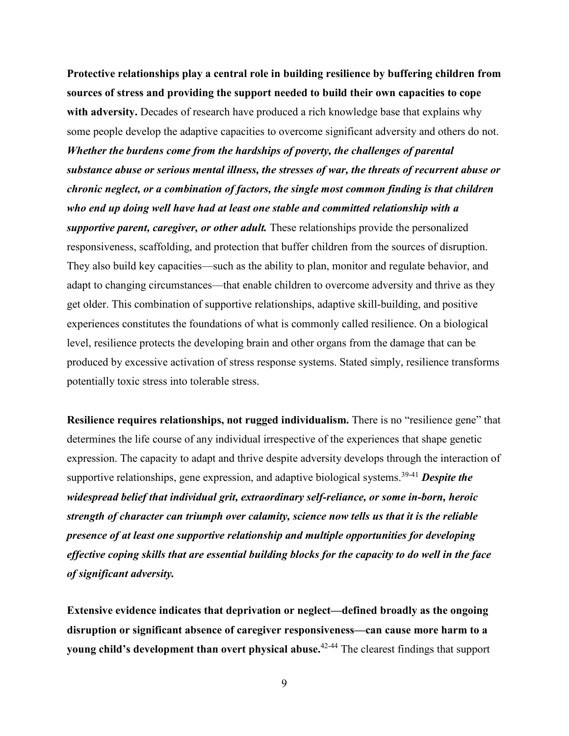**Protective relationships play a central role in building resilience by buffering children from sources of stress and providing the support needed to build their own capacities to cope with adversity.** Decades of research have produced a rich knowledge base that explains why some people develop the adaptive capacities to overcome significant adversity and others do not. ***Whether the burdens come from the hardships of poverty, the challenges of parental substance abuse or serious mental illness, the stresses of war, the threats of recurrent abuse or chronic neglect, or a combination of factors, the single most common finding is that children who end up doing well have had at least one stable and committed relationship with a supportive parent, caregiver, or other adult.*** These relationships provide the personalized responsiveness, scaffolding, and protection that buffer children from the sources of disruption. They also build key capacities—such as the ability to plan, monitor and regulate behavior, and adapt to changing circumstances—that enable children to overcome adversity and thrive as they get older. This combination of supportive relationships, adaptive skill-building, and positive experiences constitutes the foundations of what is commonly called resilience. On a biological level, resilience protects the developing brain and other organs from the damage that can be produced by excessive activation of stress response systems. Stated simply, resilience transforms potentially toxic stress into tolerable stress.

**Resilience requires relationships, not rugged individualism.** There is no "resilience gene" that determines the life course of any individual irrespective of the experiences that shape genetic expression. The capacity to adapt and thrive despite adversity develops through the interaction of supportive relationships, gene expression, and adaptive biological systems.[39-41] ***Despite the widespread belief that individual grit, extraordinary self-reliance, or some in-born, heroic strength of character can triumph over calamity, science now tells us that it is the reliable presence of at least one supportive relationship and multiple opportunities for developing effective coping skills that are essential building blocks for the capacity to do well in the face of significant adversity.***

**Extensive evidence indicates that deprivation or neglect—defined broadly as the ongoing disruption or significant absence of caregiver responsiveness—can cause more harm to a young child's development than overt physical abuse.**[42-44] The clearest findings that support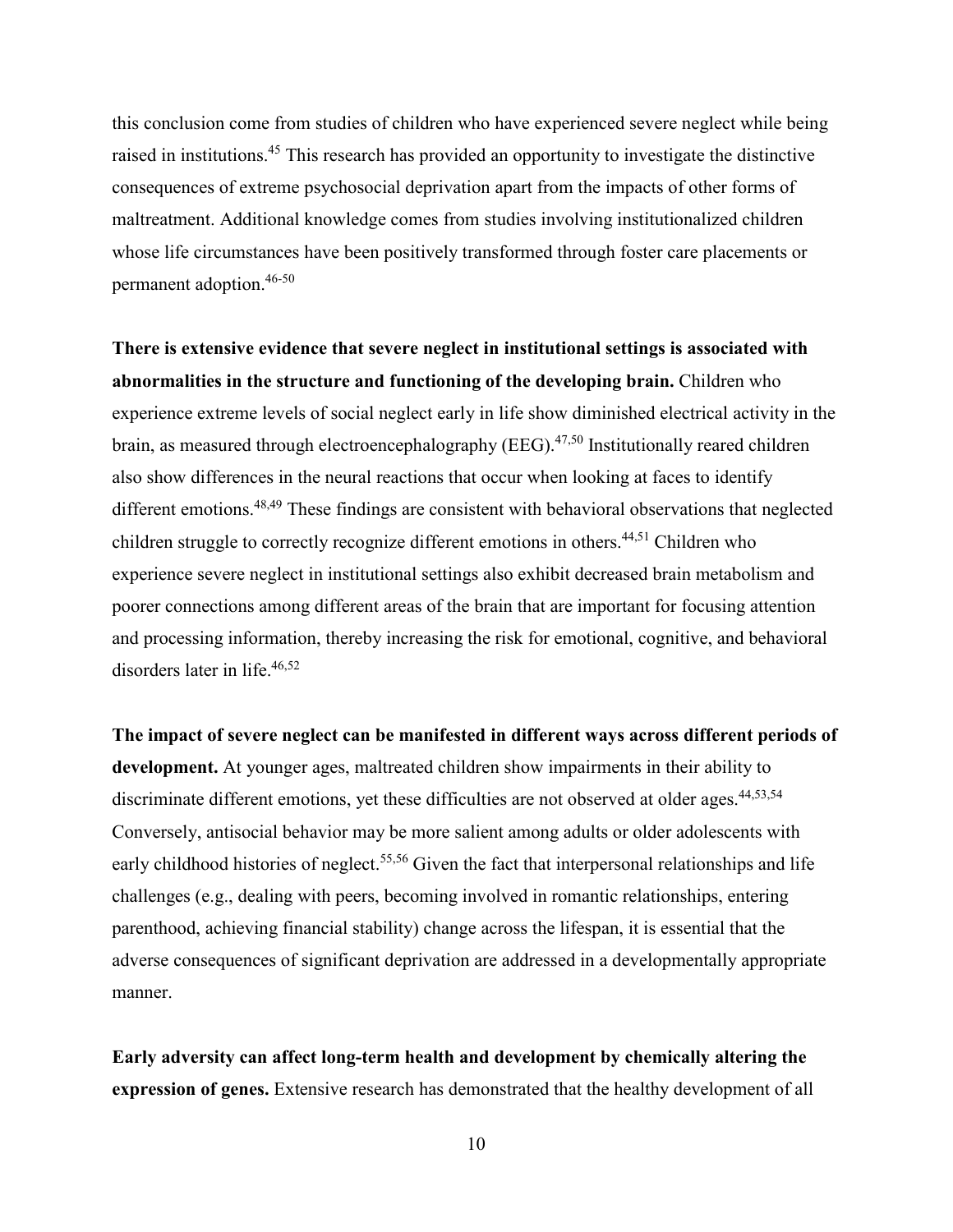this conclusion come from studies of children who have experienced severe neglect while being raised in institutions.[45] This research has provided an opportunity to investigate the distinctive consequences of extreme psychosocial deprivation apart from the impacts of other forms of maltreatment. Additional knowledge comes from studies involving institutionalized children whose life circumstances have been positively transformed through foster care placements or permanent adoption.[46-50]

**There is extensive evidence that severe neglect in institutional settings is associated with abnormalities in the structure and functioning of the developing brain.** Children who experience extreme levels of social neglect early in life show diminished electrical activity in the brain, as measured through electroencephalography (EEG).[47,50] Institutionally reared children also show differences in the neural reactions that occur when looking at faces to identify different emotions.[48,49] These findings are consistent with behavioral observations that neglected children struggle to correctly recognize different emotions in others.[44,51] Children who experience severe neglect in institutional settings also exhibit decreased brain metabolism and poorer connections among different areas of the brain that are important for focusing attention and processing information, thereby increasing the risk for emotional, cognitive, and behavioral disorders later in life.[46,52]

**The impact of severe neglect can be manifested in different ways across different periods of development.** At younger ages, maltreated children show impairments in their ability to discriminate different emotions, yet these difficulties are not observed at older ages.[44,53,54] Conversely, antisocial behavior may be more salient among adults or older adolescents with early childhood histories of neglect.[55,56] Given the fact that interpersonal relationships and life challenges (e.g., dealing with peers, becoming involved in romantic relationships, entering parenthood, achieving financial stability) change across the lifespan, it is essential that the adverse consequences of significant deprivation are addressed in a developmentally appropriate manner.

**Early adversity can affect long-term health and development by chemically altering the expression of genes.** Extensive research has demonstrated that the healthy development of all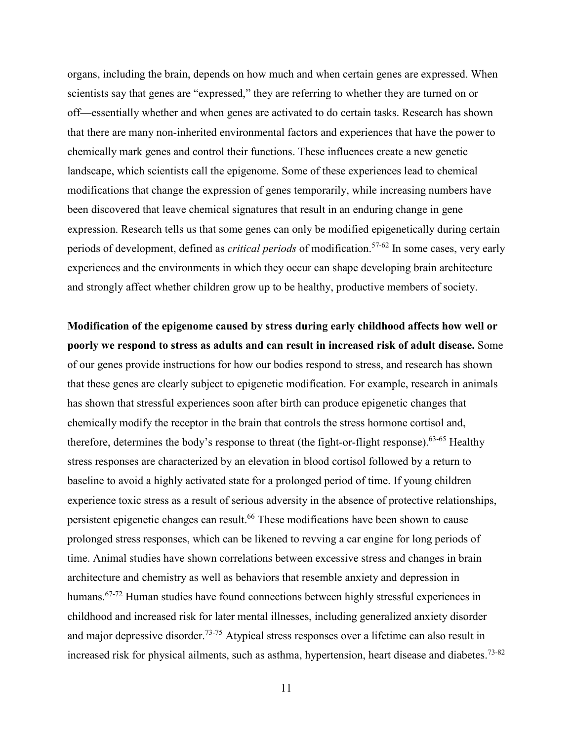organs, including the brain, depends on how much and when certain genes are expressed. When scientists say that genes are "expressed," they are referring to whether they are turned on or off—essentially whether and when genes are activated to do certain tasks. Research has shown that there are many non-inherited environmental factors and experiences that have the power to chemically mark genes and control their functions. These influences create a new genetic landscape, which scientists call the epigenome. Some of these experiences lead to chemical modifications that change the expression of genes temporarily, while increasing numbers have been discovered that leave chemical signatures that result in an enduring change in gene expression. Research tells us that some genes can only be modified epigenetically during certain periods of development, defined as *critical periods* of modification.[57-62] In some cases, very early experiences and the environments in which they occur can shape developing brain architecture and strongly affect whether children grow up to be healthy, productive members of society.

**Modification of the epigenome caused by stress during early childhood affects how well or poorly we respond to stress as adults and can result in increased risk of adult disease.** Some of our genes provide instructions for how our bodies respond to stress, and research has shown that these genes are clearly subject to epigenetic modification. For example, research in animals has shown that stressful experiences soon after birth can produce epigenetic changes that chemically modify the receptor in the brain that controls the stress hormone cortisol and, therefore, determines the body's response to threat (the fight-or-flight response).[63-65] Healthy stress responses are characterized by an elevation in blood cortisol followed by a return to baseline to avoid a highly activated state for a prolonged period of time. If young children experience toxic stress as a result of serious adversity in the absence of protective relationships, persistent epigenetic changes can result.[66] These modifications have been shown to cause prolonged stress responses, which can be likened to revving a car engine for long periods of time. Animal studies have shown correlations between excessive stress and changes in brain architecture and chemistry as well as behaviors that resemble anxiety and depression in humans.[67-72] Human studies have found connections between highly stressful experiences in childhood and increased risk for later mental illnesses, including generalized anxiety disorder and major depressive disorder.[73-75] Atypical stress responses over a lifetime can also result in increased risk for physical ailments, such as asthma, hypertension, heart disease and diabetes.[73-82]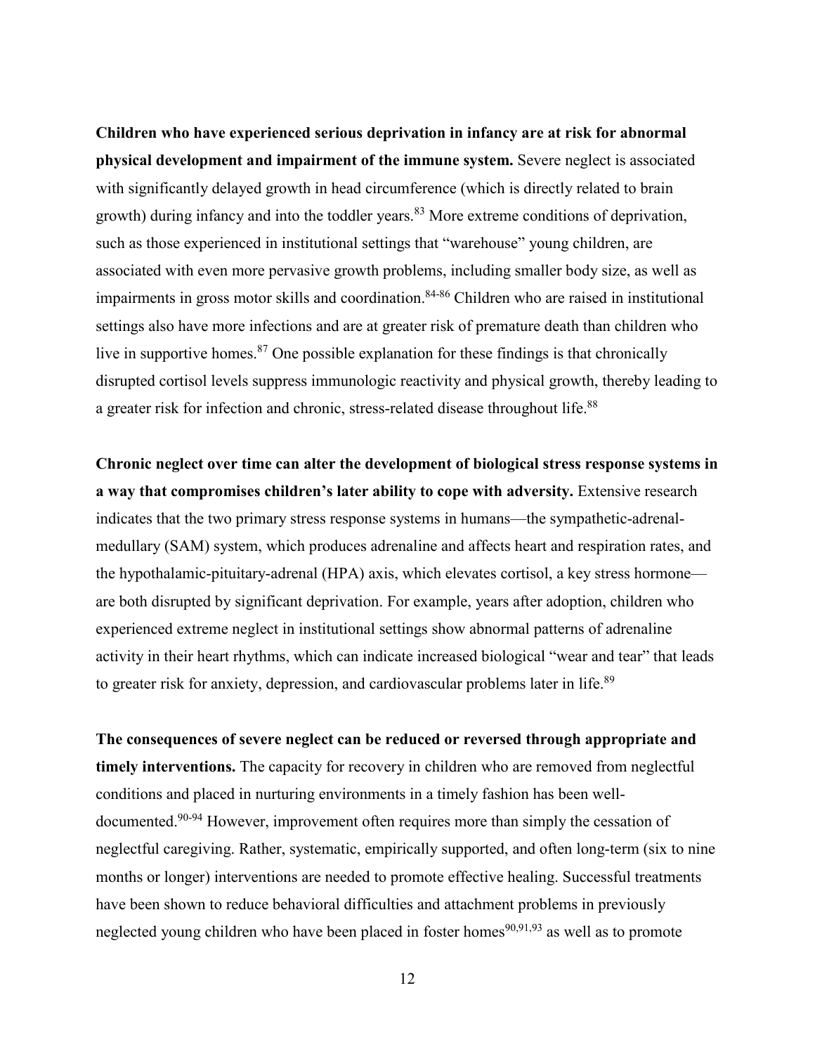**Children who have experienced serious deprivation in infancy are at risk for abnormal physical development and impairment of the immune system.** Severe neglect is associated with significantly delayed growth in head circumference (which is directly related to brain growth) during infancy and into the toddler years.[83] More extreme conditions of deprivation, such as those experienced in institutional settings that "warehouse" young children, are associated with even more pervasive growth problems, including smaller body size, as well as impairments in gross motor skills and coordination.[84-86] Children who are raised in institutional settings also have more infections and are at greater risk of premature death than children who live in supportive homes.[87] One possible explanation for these findings is that chronically disrupted cortisol levels suppress immunologic reactivity and physical growth, thereby leading to a greater risk for infection and chronic, stress-related disease throughout life.[88]

**Chronic neglect over time can alter the development of biological stress response systems in a way that compromises children's later ability to cope with adversity.** Extensive research indicates that the two primary stress response systems in humans—the sympathetic-adrenal-medullary (SAM) system, which produces adrenaline and affects heart and respiration rates, and the hypothalamic-pituitary-adrenal (HPA) axis, which elevates cortisol, a key stress hormone—are both disrupted by significant deprivation. For example, years after adoption, children who experienced extreme neglect in institutional settings show abnormal patterns of adrenaline activity in their heart rhythms, which can indicate increased biological "wear and tear" that leads to greater risk for anxiety, depression, and cardiovascular problems later in life.[89]

**The consequences of severe neglect can be reduced or reversed through appropriate and timely interventions.** The capacity for recovery in children who are removed from neglectful conditions and placed in nurturing environments in a timely fashion has been well-documented.[90-94] However, improvement often requires more than simply the cessation of neglectful caregiving. Rather, systematic, empirically supported, and often long-term (six to nine months or longer) interventions are needed to promote effective healing. Successful treatments have been shown to reduce behavioral difficulties and attachment problems in previously neglected young children who have been placed in foster homes[90,91,93] as well as to promote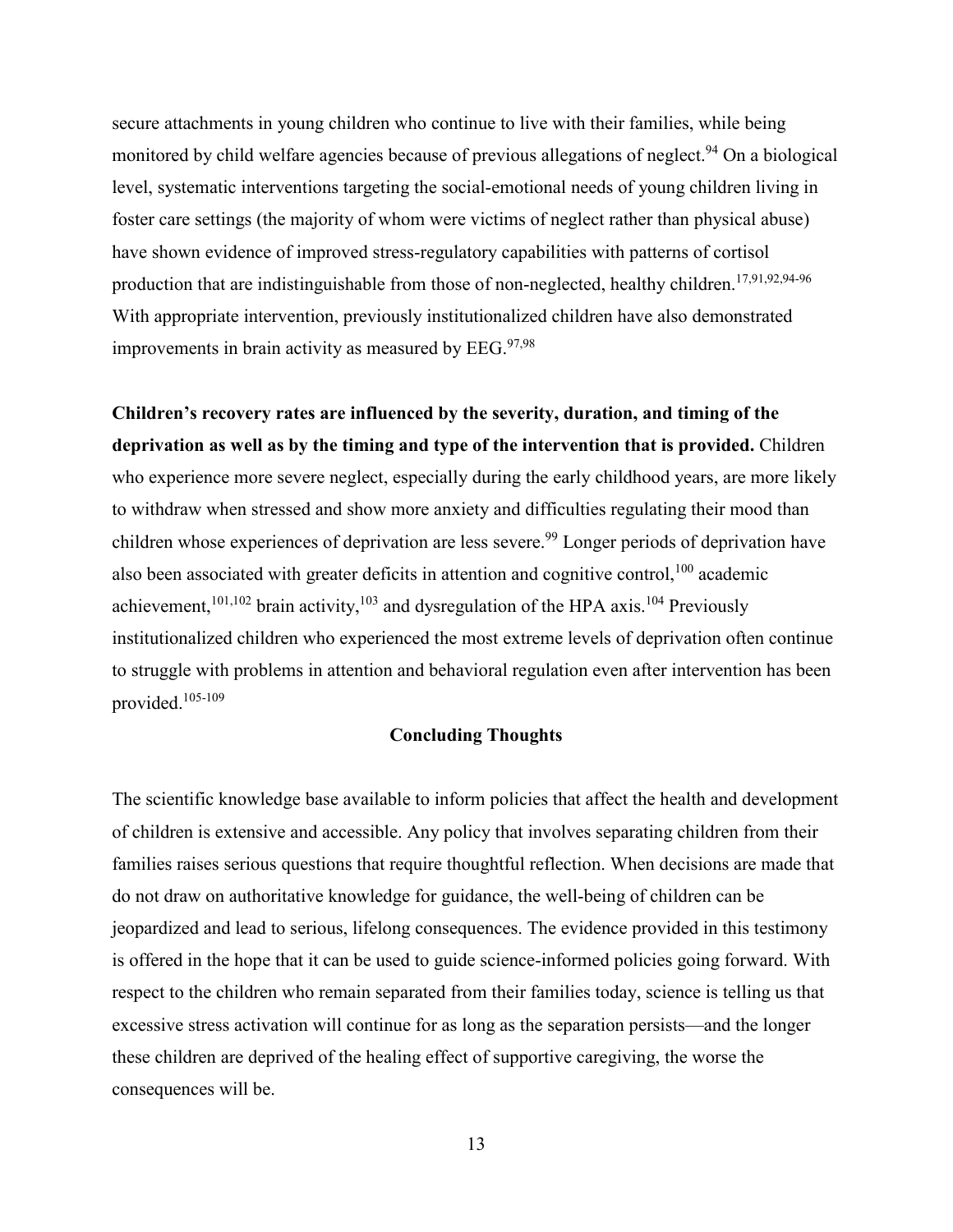secure attachments in young children who continue to live with their families, while being monitored by child welfare agencies because of previous allegations of neglect.[94] On a biological level, systematic interventions targeting the social-emotional needs of young children living in foster care settings (the majority of whom were victims of neglect rather than physical abuse) have shown evidence of improved stress-regulatory capabilities with patterns of cortisol production that are indistinguishable from those of non-neglected, healthy children.[17,91,92,94-96] With appropriate intervention, previously institutionalized children have also demonstrated improvements in brain activity as measured by EEG.[97,98]

**Children's recovery rates are influenced by the severity, duration, and timing of the deprivation as well as by the timing and type of the intervention that is provided.** Children who experience more severe neglect, especially during the early childhood years, are more likely to withdraw when stressed and show more anxiety and difficulties regulating their mood than children whose experiences of deprivation are less severe.[99] Longer periods of deprivation have also been associated with greater deficits in attention and cognitive control,[100] academic achievement,[101,102] brain activity,[103] and dysregulation of the HPA axis.[104] Previously institutionalized children who experienced the most extreme levels of deprivation often continue to struggle with problems in attention and behavioral regulation even after intervention has been provided.[105-109]

## Concluding Thoughts

The scientific knowledge base available to inform policies that affect the health and development of children is extensive and accessible. Any policy that involves separating children from their families raises serious questions that require thoughtful reflection. When decisions are made that do not draw on authoritative knowledge for guidance, the well-being of children can be jeopardized and lead to serious, lifelong consequences. The evidence provided in this testimony is offered in the hope that it can be used to guide science-informed policies going forward. With respect to the children who remain separated from their families today, science is telling us that excessive stress activation will continue for as long as the separation persists—and the longer these children are deprived of the healing effect of supportive caregiving, the worse the consequences will be.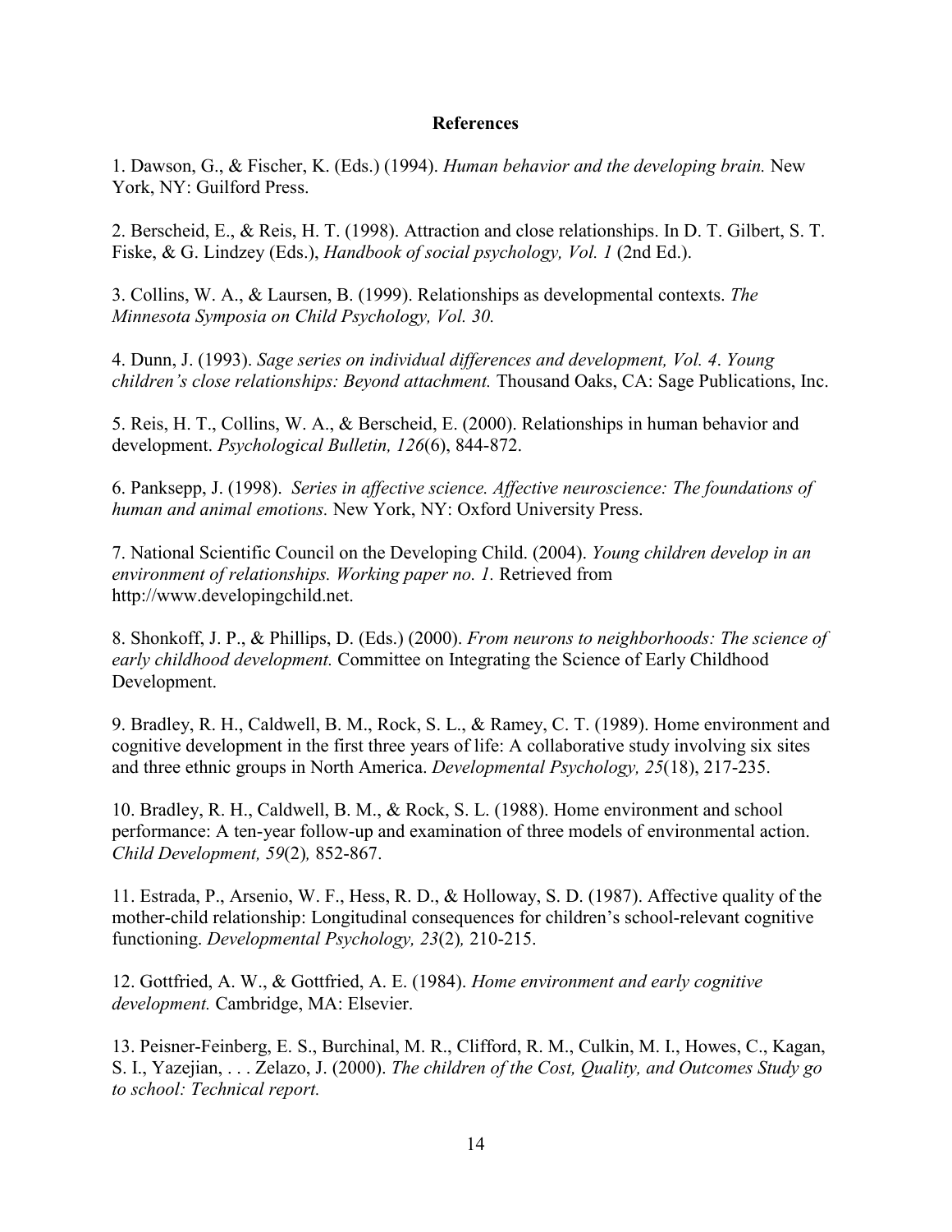**References**

1. Dawson, G., & Fischer, K. (Eds.) (1994). *Human behavior and the developing brain.* New York, NY: Guilford Press.

2. Berscheid, E., & Reis, H. T. (1998). Attraction and close relationships. In D. T. Gilbert, S. T. Fiske, & G. Lindzey (Eds.), *Handbook of social psychology, Vol. 1* (2nd Ed.).

3. Collins, W. A., & Laursen, B. (1999). Relationships as developmental contexts. *The Minnesota Symposia on Child Psychology, Vol. 30.*

4. Dunn, J. (1993). *Sage series on individual differences and development, Vol. 4*. *Young children's close relationships: Beyond attachment.* Thousand Oaks, CA: Sage Publications, Inc.

5. Reis, H. T., Collins, W. A., & Berscheid, E. (2000). Relationships in human behavior and development. *Psychological Bulletin, 126*(6), 844-872.

6. Panksepp, J. (1998). *Series in affective science. Affective neuroscience: The foundations of human and animal emotions.* New York, NY: Oxford University Press.

7. National Scientific Council on the Developing Child. (2004). *Young children develop in an environment of relationships. Working paper no. 1.* Retrieved from http://www.developingchild.net.

8. Shonkoff, J. P., & Phillips, D. (Eds.) (2000). *From neurons to neighborhoods: The science of early childhood development.* Committee on Integrating the Science of Early Childhood Development.

9. Bradley, R. H., Caldwell, B. M., Rock, S. L., & Ramey, C. T. (1989). Home environment and cognitive development in the first three years of life: A collaborative study involving six sites and three ethnic groups in North America. *Developmental Psychology, 25*(18), 217-235.

10. Bradley, R. H., Caldwell, B. M., & Rock, S. L. (1988). Home environment and school performance: A ten-year follow-up and examination of three models of environmental action. *Child Development, 59*(2)*,* 852-867.

11. Estrada, P., Arsenio, W. F., Hess, R. D., & Holloway, S. D. (1987). Affective quality of the mother-child relationship: Longitudinal consequences for children's school-relevant cognitive functioning. *Developmental Psychology, 23*(2)*,* 210-215.

12. Gottfried, A. W., & Gottfried, A. E. (1984). *Home environment and early cognitive development.* Cambridge, MA: Elsevier.

13. Peisner-Feinberg, E. S., Burchinal, M. R., Clifford, R. M., Culkin, M. I., Howes, C., Kagan, S. I., Yazejian, . . . Zelazo, J. (2000). *The children of the Cost, Quality, and Outcomes Study go to school: Technical report.*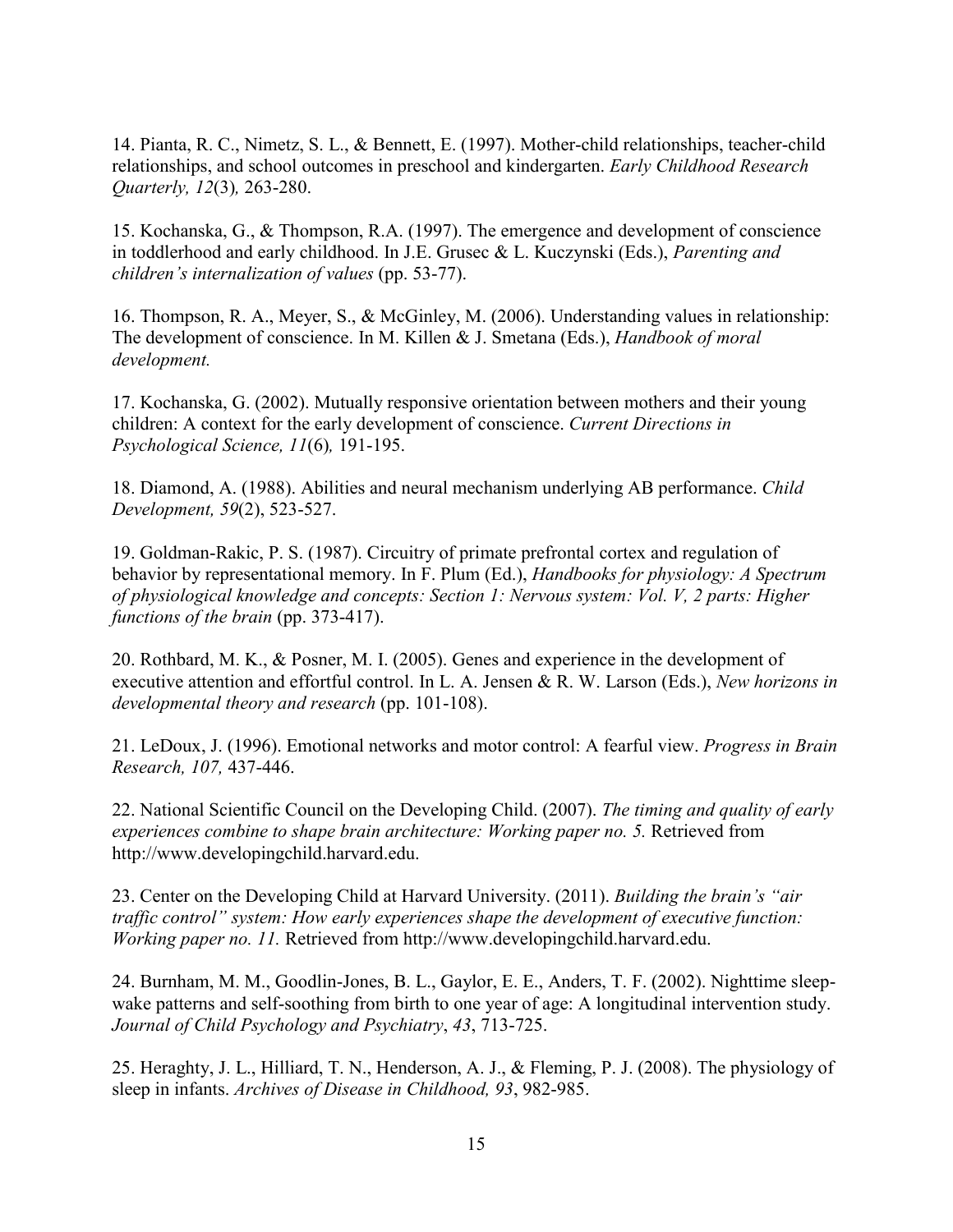14. Pianta, R. C., Nimetz, S. L., & Bennett, E. (1997). Mother-child relationships, teacher-child relationships, and school outcomes in preschool and kindergarten. *Early Childhood Research Quarterly, 12*(3)*,* 263-280.

15. Kochanska, G., & Thompson, R.A. (1997). The emergence and development of conscience in toddlerhood and early childhood. In J.E. Grusec & L. Kuczynski (Eds.), *Parenting and children's internalization of values* (pp. 53-77).

16. Thompson, R. A., Meyer, S., & McGinley, M. (2006). Understanding values in relationship: The development of conscience. In M. Killen & J. Smetana (Eds.), *Handbook of moral development.*

17. Kochanska, G. (2002). Mutually responsive orientation between mothers and their young children: A context for the early development of conscience. *Current Directions in Psychological Science, 11*(6)*,* 191-195.

18. Diamond, A. (1988). Abilities and neural mechanism underlying AB performance. *Child Development, 59*(2), 523-527.

19. Goldman-Rakic, P. S. (1987). Circuitry of primate prefrontal cortex and regulation of behavior by representational memory. In F. Plum (Ed.), *Handbooks for physiology: A Spectrum of physiological knowledge and concepts: Section 1: Nervous system: Vol. V, 2 parts: Higher functions of the brain* (pp. 373-417).

20. Rothbard, M. K., & Posner, M. I. (2005). Genes and experience in the development of executive attention and effortful control. In L. A. Jensen & R. W. Larson (Eds.), *New horizons in developmental theory and research* (pp. 101-108).

21. LeDoux, J. (1996). Emotional networks and motor control: A fearful view. *Progress in Brain Research, 107,* 437-446.

22. National Scientific Council on the Developing Child. (2007). *The timing and quality of early experiences combine to shape brain architecture: Working paper no. 5.* Retrieved from http://www.developingchild.harvard.edu.

23. Center on the Developing Child at Harvard University. (2011). *Building the brain's "air traffic control" system: How early experiences shape the development of executive function: Working paper no. 11.* Retrieved from http://www.developingchild.harvard.edu.

24. Burnham, M. M., Goodlin-Jones, B. L., Gaylor, E. E., Anders, T. F. (2002). Nighttime sleep-wake patterns and self-soothing from birth to one year of age: A longitudinal intervention study. *Journal of Child Psychology and Psychiatry*, *43*, 713-725.

25. Heraghty, J. L., Hilliard, T. N., Henderson, A. J., & Fleming, P. J. (2008). The physiology of sleep in infants. *Archives of Disease in Childhood, 93*, 982-985.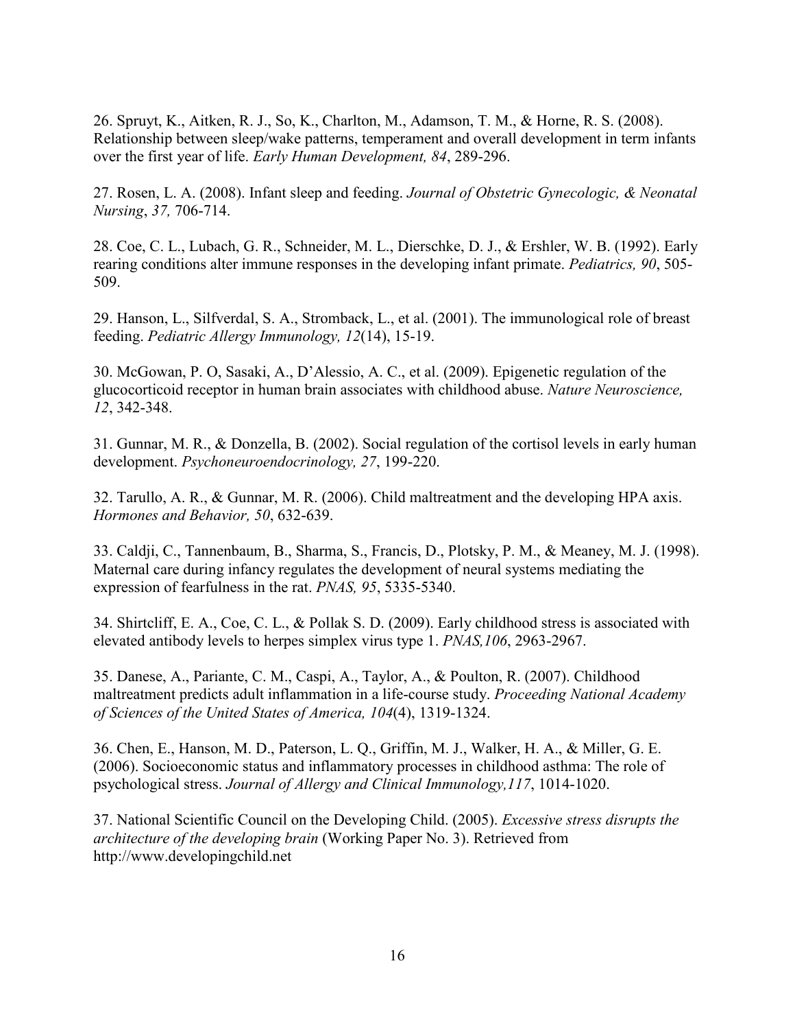26. Spruyt, K., Aitken, R. J., So, K., Charlton, M., Adamson, T. M., & Horne, R. S. (2008). Relationship between sleep/wake patterns, temperament and overall development in term infants over the first year of life. *Early Human Development, 84*, 289-296.

27. Rosen, L. A. (2008). Infant sleep and feeding. *Journal of Obstetric Gynecologic, & Neonatal Nursing*, *37,* 706-714.

28. Coe, C. L., Lubach, G. R., Schneider, M. L., Dierschke, D. J., & Ershler, W. B. (1992). Early rearing conditions alter immune responses in the developing infant primate. *Pediatrics, 90*, 505-509.

29. Hanson, L., Silfverdal, S. A., Stromback, L., et al. (2001). The immunological role of breast feeding. *Pediatric Allergy Immunology, 12*(14), 15-19.

30. McGowan, P. O, Sasaki, A., D'Alessio, A. C., et al. (2009). Epigenetic regulation of the glucocorticoid receptor in human brain associates with childhood abuse. *Nature Neuroscience, 12*, 342-348.

31. Gunnar, M. R., & Donzella, B. (2002). Social regulation of the cortisol levels in early human development. *Psychoneuroendocrinology, 27*, 199-220.

32. Tarullo, A. R., & Gunnar, M. R. (2006). Child maltreatment and the developing HPA axis. *Hormones and Behavior, 50*, 632-639.

33. Caldji, C., Tannenbaum, B., Sharma, S., Francis, D., Plotsky, P. M., & Meaney, M. J. (1998). Maternal care during infancy regulates the development of neural systems mediating the expression of fearfulness in the rat. *PNAS, 95*, 5335-5340.

34. Shirtcliff, E. A., Coe, C. L., & Pollak S. D. (2009). Early childhood stress is associated with elevated antibody levels to herpes simplex virus type 1. *PNAS,106*, 2963-2967.

35. Danese, A., Pariante, C. M., Caspi, A., Taylor, A., & Poulton, R. (2007). Childhood maltreatment predicts adult inflammation in a life-course study. *Proceeding National Academy of Sciences of the United States of America, 104*(4), 1319-1324.

36. Chen, E., Hanson, M. D., Paterson, L. Q., Griffin, M. J., Walker, H. A., & Miller, G. E. (2006). Socioeconomic status and inflammatory processes in childhood asthma: The role of psychological stress. *Journal of Allergy and Clinical Immunology,117*, 1014-1020.

37. National Scientific Council on the Developing Child. (2005). *Excessive stress disrupts the architecture of the developing brain* (Working Paper No. 3). Retrieved from http://www.developingchild.net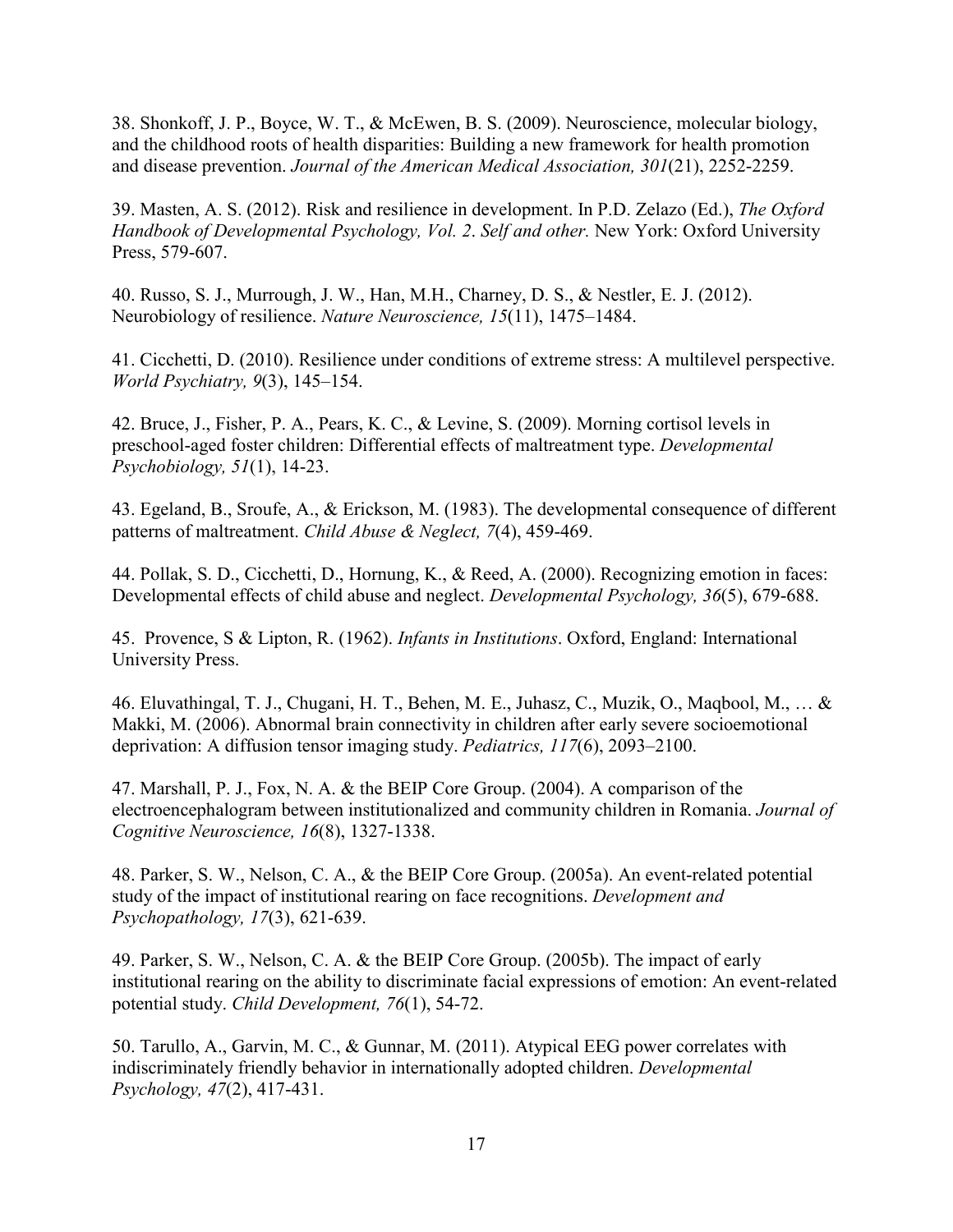38. Shonkoff, J. P., Boyce, W. T., & McEwen, B. S. (2009). Neuroscience, molecular biology, and the childhood roots of health disparities: Building a new framework for health promotion and disease prevention. *Journal of the American Medical Association, 301*(21), 2252-2259.

39. Masten, A. S. (2012). Risk and resilience in development. In P.D. Zelazo (Ed.), *The Oxford Handbook of Developmental Psychology, Vol. 2*. *Self and other.* New York: Oxford University Press, 579-607.

40. Russo, S. J., Murrough, J. W., Han, M.H., Charney, D. S., & Nestler, E. J. (2012). Neurobiology of resilience. *Nature Neuroscience, 15*(11), 1475–1484.

41. Cicchetti, D. (2010). Resilience under conditions of extreme stress: A multilevel perspective. *World Psychiatry, 9*(3), 145–154.

42. Bruce, J., Fisher, P. A., Pears, K. C., & Levine, S. (2009). Morning cortisol levels in preschool-aged foster children: Differential effects of maltreatment type. *Developmental Psychobiology, 51*(1), 14-23.

43. Egeland, B., Sroufe, A., & Erickson, M. (1983). The developmental consequence of different patterns of maltreatment. *Child Abuse & Neglect, 7*(4), 459-469.

44. Pollak, S. D., Cicchetti, D., Hornung, K., & Reed, A. (2000). Recognizing emotion in faces: Developmental effects of child abuse and neglect. *Developmental Psychology, 36*(5), 679-688.

45. Provence, S & Lipton, R. (1962). *Infants in Institutions*. Oxford, England: International University Press.

46. Eluvathingal, T. J., Chugani, H. T., Behen, M. E., Juhasz, C., Muzik, O., Maqbool, M., … & Makki, M. (2006). Abnormal brain connectivity in children after early severe socioemotional deprivation: A diffusion tensor imaging study. *Pediatrics, 117*(6), 2093–2100.

47. Marshall, P. J., Fox, N. A. & the BEIP Core Group. (2004). A comparison of the electroencephalogram between institutionalized and community children in Romania. *Journal of Cognitive Neuroscience, 16*(8), 1327-1338.

48. Parker, S. W., Nelson, C. A., & the BEIP Core Group. (2005a). An event-related potential study of the impact of institutional rearing on face recognitions. *Development and Psychopathology, 17*(3), 621-639.

49. Parker, S. W., Nelson, C. A. & the BEIP Core Group. (2005b). The impact of early institutional rearing on the ability to discriminate facial expressions of emotion: An event-related potential study. *Child Development, 76*(1), 54-72.

50. Tarullo, A., Garvin, M. C., & Gunnar, M. (2011). Atypical EEG power correlates with indiscriminately friendly behavior in internationally adopted children. *Developmental Psychology, 47*(2), 417-431.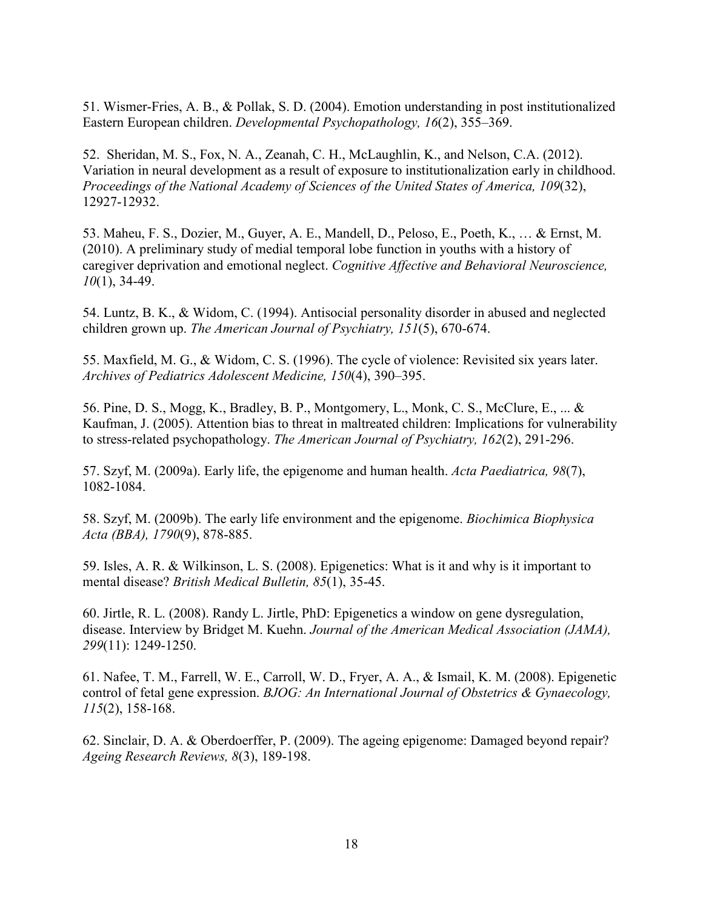51. Wismer-Fries, A. B., & Pollak, S. D. (2004). Emotion understanding in post institutionalized Eastern European children. *Developmental Psychopathology, 16*(2), 355–369.

52. Sheridan, M. S., Fox, N. A., Zeanah, C. H., McLaughlin, K., and Nelson, C.A. (2012). Variation in neural development as a result of exposure to institutionalization early in childhood. *Proceedings of the National Academy of Sciences of the United States of America, 109*(32), 12927-12932.

53. Maheu, F. S., Dozier, M., Guyer, A. E., Mandell, D., Peloso, E., Poeth, K., … & Ernst, M. (2010). A preliminary study of medial temporal lobe function in youths with a history of caregiver deprivation and emotional neglect. *Cognitive Affective and Behavioral Neuroscience, 10*(1), 34-49.

54. Luntz, B. K., & Widom, C. (1994). Antisocial personality disorder in abused and neglected children grown up. *The American Journal of Psychiatry, 151*(5), 670-674.

55. Maxfield, M. G., & Widom, C. S. (1996). The cycle of violence: Revisited six years later. *Archives of Pediatrics Adolescent Medicine, 150*(4), 390–395.

56. Pine, D. S., Mogg, K., Bradley, B. P., Montgomery, L., Monk, C. S., McClure, E., ... & Kaufman, J. (2005). Attention bias to threat in maltreated children: Implications for vulnerability to stress-related psychopathology. *The American Journal of Psychiatry, 162*(2), 291-296.

57. Szyf, M. (2009a). Early life, the epigenome and human health. *Acta Paediatrica, 98*(7), 1082-1084.

58. Szyf, M. (2009b). The early life environment and the epigenome. *Biochimica Biophysica Acta (BBA), 1790*(9), 878-885.

59. Isles, A. R. & Wilkinson, L. S. (2008). Epigenetics: What is it and why is it important to mental disease? *British Medical Bulletin, 85*(1), 35-45.

60. Jirtle, R. L. (2008). Randy L. Jirtle, PhD: Epigenetics a window on gene dysregulation, disease. Interview by Bridget M. Kuehn. *Journal of the American Medical Association (JAMA), 299*(11): 1249-1250.

61. Nafee, T. M., Farrell, W. E., Carroll, W. D., Fryer, A. A., & Ismail, K. M. (2008). Epigenetic control of fetal gene expression. *BJOG: An International Journal of Obstetrics & Gynaecology, 115*(2), 158-168.

62. Sinclair, D. A. & Oberdoerffer, P. (2009). The ageing epigenome: Damaged beyond repair? *Ageing Research Reviews, 8*(3), 189-198.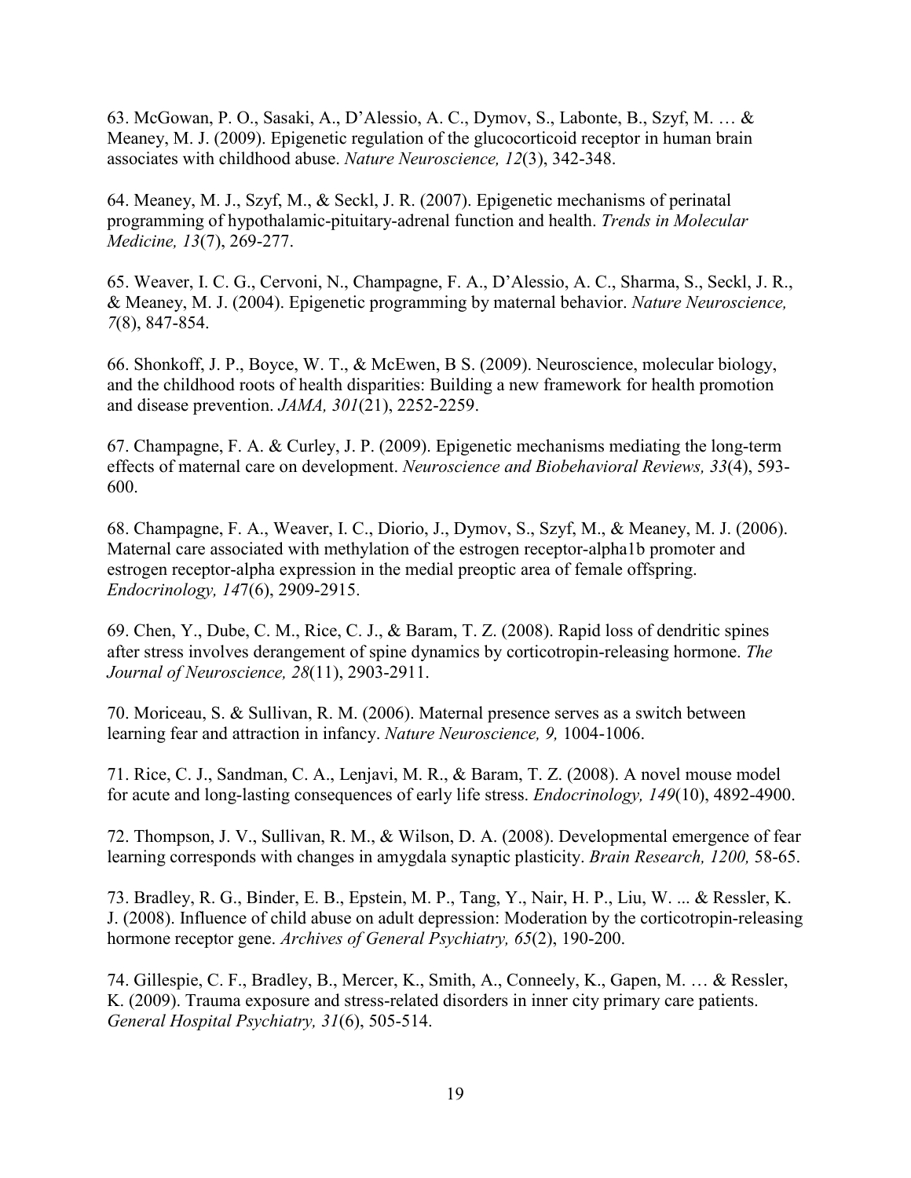63. McGowan, P. O., Sasaki, A., D'Alessio, A. C., Dymov, S., Labonte, B., Szyf, M. … & Meaney, M. J. (2009). Epigenetic regulation of the glucocorticoid receptor in human brain associates with childhood abuse. *Nature Neuroscience, 12*(3), 342-348.

64. Meaney, M. J., Szyf, M., & Seckl, J. R. (2007). Epigenetic mechanisms of perinatal programming of hypothalamic-pituitary-adrenal function and health. *Trends in Molecular Medicine, 13*(7), 269-277.

65. Weaver, I. C. G., Cervoni, N., Champagne, F. A., D'Alessio, A. C., Sharma, S., Seckl, J. R., & Meaney, M. J. (2004). Epigenetic programming by maternal behavior. *Nature Neuroscience, 7*(8), 847-854.

66. Shonkoff, J. P., Boyce, W. T., & McEwen, B S. (2009). Neuroscience, molecular biology, and the childhood roots of health disparities: Building a new framework for health promotion and disease prevention. *JAMA, 301*(21), 2252-2259.

67. Champagne, F. A. & Curley, J. P. (2009). Epigenetic mechanisms mediating the long-term effects of maternal care on development. *Neuroscience and Biobehavioral Reviews, 33*(4), 593-600.

68. Champagne, F. A., Weaver, I. C., Diorio, J., Dymov, S., Szyf, M., & Meaney, M. J. (2006). Maternal care associated with methylation of the estrogen receptor-alpha1b promoter and estrogen receptor-alpha expression in the medial preoptic area of female offspring. *Endocrinology, 147*(6), 2909-2915.

69. Chen, Y., Dube, C. M., Rice, C. J., & Baram, T. Z. (2008). Rapid loss of dendritic spines after stress involves derangement of spine dynamics by corticotropin-releasing hormone. *The Journal of Neuroscience, 28*(11), 2903-2911.

70. Moriceau, S. & Sullivan, R. M. (2006). Maternal presence serves as a switch between learning fear and attraction in infancy. *Nature Neuroscience, 9,* 1004-1006.

71. Rice, C. J., Sandman, C. A., Lenjavi, M. R., & Baram, T. Z. (2008). A novel mouse model for acute and long-lasting consequences of early life stress. *Endocrinology, 149*(10), 4892-4900.

72. Thompson, J. V., Sullivan, R. M., & Wilson, D. A. (2008). Developmental emergence of fear learning corresponds with changes in amygdala synaptic plasticity. *Brain Research, 1200,* 58-65.

73. Bradley, R. G., Binder, E. B., Epstein, M. P., Tang, Y., Nair, H. P., Liu, W. ... & Ressler, K. J. (2008). Influence of child abuse on adult depression: Moderation by the corticotropin-releasing hormone receptor gene. *Archives of General Psychiatry, 65*(2), 190-200.

74. Gillespie, C. F., Bradley, B., Mercer, K., Smith, A., Conneely, K., Gapen, M. … & Ressler, K. (2009). Trauma exposure and stress-related disorders in inner city primary care patients. *General Hospital Psychiatry, 31*(6), 505-514.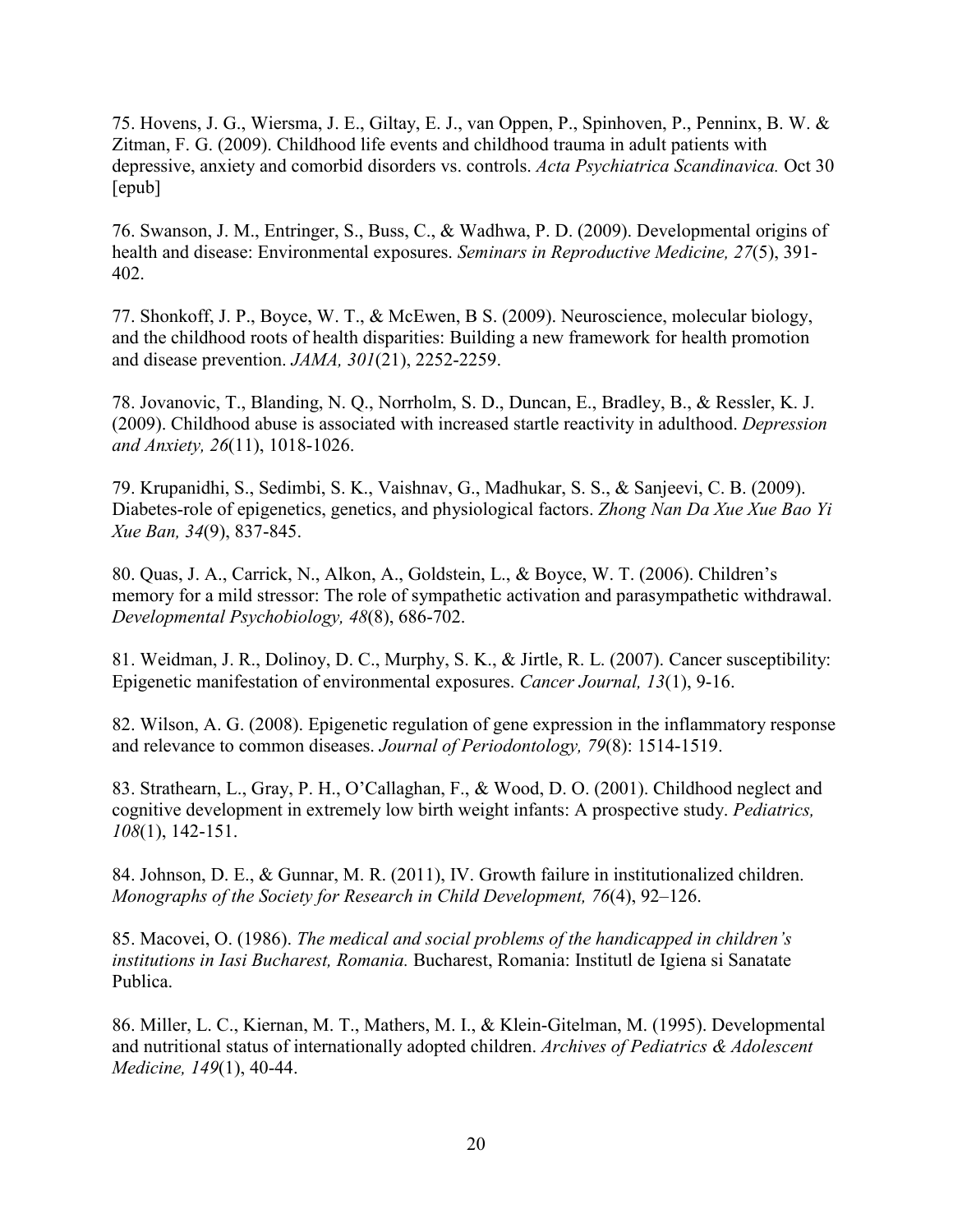75. Hovens, J. G., Wiersma, J. E., Giltay, E. J., van Oppen, P., Spinhoven, P., Penninx, B. W. & Zitman, F. G. (2009). Childhood life events and childhood trauma in adult patients with depressive, anxiety and comorbid disorders vs. controls. *Acta Psychiatrica Scandinavica.* Oct 30 [epub]

76. Swanson, J. M., Entringer, S., Buss, C., & Wadhwa, P. D. (2009). Developmental origins of health and disease: Environmental exposures. *Seminars in Reproductive Medicine, 27*(5), 391-402.

77. Shonkoff, J. P., Boyce, W. T., & McEwen, B S. (2009). Neuroscience, molecular biology, and the childhood roots of health disparities: Building a new framework for health promotion and disease prevention. *JAMA, 301*(21), 2252-2259.

78. Jovanovic, T., Blanding, N. Q., Norrholm, S. D., Duncan, E., Bradley, B., & Ressler, K. J. (2009). Childhood abuse is associated with increased startle reactivity in adulthood. *Depression and Anxiety, 26*(11), 1018-1026.

79. Krupanidhi, S., Sedimbi, S. K., Vaishnav, G., Madhukar, S. S., & Sanjeevi, C. B. (2009). Diabetes-role of epigenetics, genetics, and physiological factors. *Zhong Nan Da Xue Xue Bao Yi Xue Ban, 34*(9), 837-845.

80. Quas, J. A., Carrick, N., Alkon, A., Goldstein, L., & Boyce, W. T. (2006). Children's memory for a mild stressor: The role of sympathetic activation and parasympathetic withdrawal. *Developmental Psychobiology, 48*(8), 686-702.

81. Weidman, J. R., Dolinoy, D. C., Murphy, S. K., & Jirtle, R. L. (2007). Cancer susceptibility: Epigenetic manifestation of environmental exposures. *Cancer Journal, 13*(1), 9-16.

82. Wilson, A. G. (2008). Epigenetic regulation of gene expression in the inflammatory response and relevance to common diseases. *Journal of Periodontology, 79*(8): 1514-1519.

83. Strathearn, L., Gray, P. H., O'Callaghan, F., & Wood, D. O. (2001). Childhood neglect and cognitive development in extremely low birth weight infants: A prospective study. *Pediatrics, 108*(1), 142-151.

84. Johnson, D. E., & Gunnar, M. R. (2011), IV. Growth failure in institutionalized children. *Monographs of the Society for Research in Child Development, 76*(4), 92–126.

85. Macovei, O. (1986). *The medical and social problems of the handicapped in children's institutions in Iasi Bucharest, Romania.* Bucharest, Romania: Institutl de Igiena si Sanatate Publica.

86. Miller, L. C., Kiernan, M. T., Mathers, M. I., & Klein-Gitelman, M. (1995). Developmental and nutritional status of internationally adopted children. *Archives of Pediatrics & Adolescent Medicine, 149*(1), 40-44.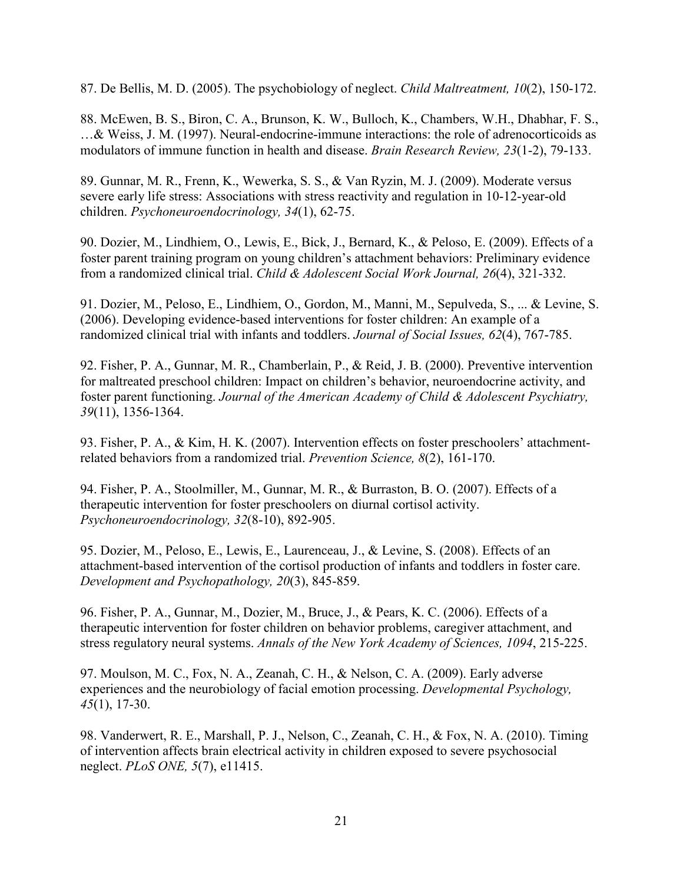87. De Bellis, M. D. (2005). The psychobiology of neglect. *Child Maltreatment, 10*(2), 150-172.

88. McEwen, B. S., Biron, C. A., Brunson, K. W., Bulloch, K., Chambers, W.H., Dhabhar, F. S., …& Weiss, J. M. (1997). Neural-endocrine-immune interactions: the role of adrenocorticoids as modulators of immune function in health and disease. *Brain Research Review, 23*(1-2), 79-133.

89. Gunnar, M. R., Frenn, K., Wewerka, S. S., & Van Ryzin, M. J. (2009). Moderate versus severe early life stress: Associations with stress reactivity and regulation in 10-12-year-old children. *Psychoneuroendocrinology, 34*(1), 62-75.

90. Dozier, M., Lindhiem, O., Lewis, E., Bick, J., Bernard, K., & Peloso, E. (2009). Effects of a foster parent training program on young children's attachment behaviors: Preliminary evidence from a randomized clinical trial. *Child & Adolescent Social Work Journal, 26*(4), 321-332.

91. Dozier, M., Peloso, E., Lindhiem, O., Gordon, M., Manni, M., Sepulveda, S., ... & Levine, S. (2006). Developing evidence-based interventions for foster children: An example of a randomized clinical trial with infants and toddlers. *Journal of Social Issues, 62*(4), 767-785.

92. Fisher, P. A., Gunnar, M. R., Chamberlain, P., & Reid, J. B. (2000). Preventive intervention for maltreated preschool children: Impact on children's behavior, neuroendocrine activity, and foster parent functioning. *Journal of the American Academy of Child & Adolescent Psychiatry, 39*(11), 1356-1364.

93. Fisher, P. A., & Kim, H. K. (2007). Intervention effects on foster preschoolers' attachment-related behaviors from a randomized trial. *Prevention Science, 8*(2), 161-170.

94. Fisher, P. A., Stoolmiller, M., Gunnar, M. R., & Burraston, B. O. (2007). Effects of a therapeutic intervention for foster preschoolers on diurnal cortisol activity. *Psychoneuroendocrinology, 32*(8-10), 892-905.

95. Dozier, M., Peloso, E., Lewis, E., Laurenceau, J., & Levine, S. (2008). Effects of an attachment-based intervention of the cortisol production of infants and toddlers in foster care. *Development and Psychopathology, 20*(3), 845-859.

96. Fisher, P. A., Gunnar, M., Dozier, M., Bruce, J., & Pears, K. C. (2006). Effects of a therapeutic intervention for foster children on behavior problems, caregiver attachment, and stress regulatory neural systems. *Annals of the New York Academy of Sciences, 1094*, 215-225.

97. Moulson, M. C., Fox, N. A., Zeanah, C. H., & Nelson, C. A. (2009). Early adverse experiences and the neurobiology of facial emotion processing. *Developmental Psychology, 45*(1), 17-30.

98. Vanderwert, R. E., Marshall, P. J., Nelson, C., Zeanah, C. H., & Fox, N. A. (2010). Timing of intervention affects brain electrical activity in children exposed to severe psychosocial neglect. *PLoS ONE, 5*(7), e11415.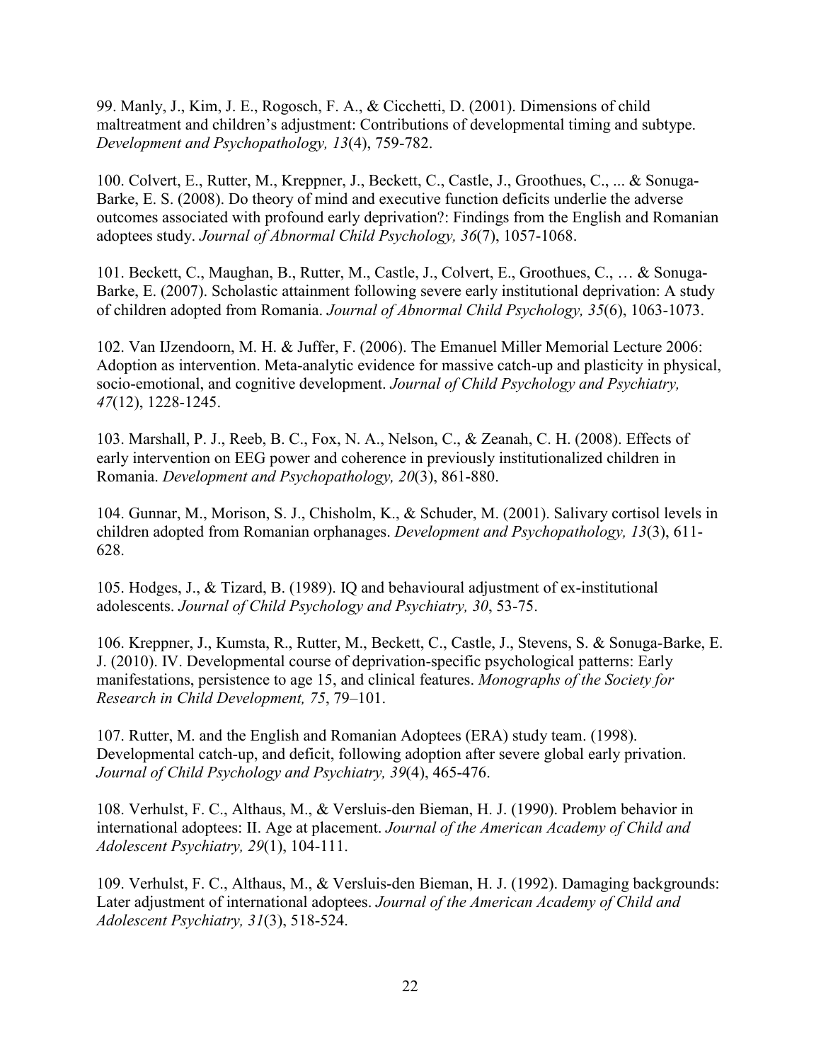99. Manly, J., Kim, J. E., Rogosch, F. A., & Cicchetti, D. (2001). Dimensions of child maltreatment and children's adjustment: Contributions of developmental timing and subtype. *Development and Psychopathology, 13*(4), 759-782.

100. Colvert, E., Rutter, M., Kreppner, J., Beckett, C., Castle, J., Groothues, C., ... & Sonuga-Barke, E. S. (2008). Do theory of mind and executive function deficits underlie the adverse outcomes associated with profound early deprivation?: Findings from the English and Romanian adoptees study. *Journal of Abnormal Child Psychology, 36*(7), 1057-1068.

101. Beckett, C., Maughan, B., Rutter, M., Castle, J., Colvert, E., Groothues, C., … & Sonuga-Barke, E. (2007). Scholastic attainment following severe early institutional deprivation: A study of children adopted from Romania. *Journal of Abnormal Child Psychology, 35*(6), 1063-1073.

102. Van IJzendoorn, M. H. & Juffer, F. (2006). The Emanuel Miller Memorial Lecture 2006: Adoption as intervention. Meta-analytic evidence for massive catch-up and plasticity in physical, socio-emotional, and cognitive development. *Journal of Child Psychology and Psychiatry, 47*(12), 1228-1245.

103. Marshall, P. J., Reeb, B. C., Fox, N. A., Nelson, C., & Zeanah, C. H. (2008). Effects of early intervention on EEG power and coherence in previously institutionalized children in Romania. *Development and Psychopathology, 20*(3), 861-880.

104. Gunnar, M., Morison, S. J., Chisholm, K., & Schuder, M. (2001). Salivary cortisol levels in children adopted from Romanian orphanages. *Development and Psychopathology, 13*(3), 611-628.

105. Hodges, J., & Tizard, B. (1989). IQ and behavioural adjustment of ex-institutional adolescents. *Journal of Child Psychology and Psychiatry, 30*, 53-75.

106. Kreppner, J., Kumsta, R., Rutter, M., Beckett, C., Castle, J., Stevens, S. & Sonuga-Barke, E. J. (2010). IV. Developmental course of deprivation-specific psychological patterns: Early manifestations, persistence to age 15, and clinical features. *Monographs of the Society for Research in Child Development, 75*, 79–101.

107. Rutter, M. and the English and Romanian Adoptees (ERA) study team. (1998). Developmental catch-up, and deficit, following adoption after severe global early privation. *Journal of Child Psychology and Psychiatry, 39*(4), 465-476.

108. Verhulst, F. C., Althaus, M., & Versluis-den Bieman, H. J. (1990). Problem behavior in international adoptees: II. Age at placement. *Journal of the American Academy of Child and Adolescent Psychiatry, 29*(1), 104-111.

109. Verhulst, F. C., Althaus, M., & Versluis-den Bieman, H. J. (1992). Damaging backgrounds: Later adjustment of international adoptees. *Journal of the American Academy of Child and Adolescent Psychiatry, 31*(3), 518-524.